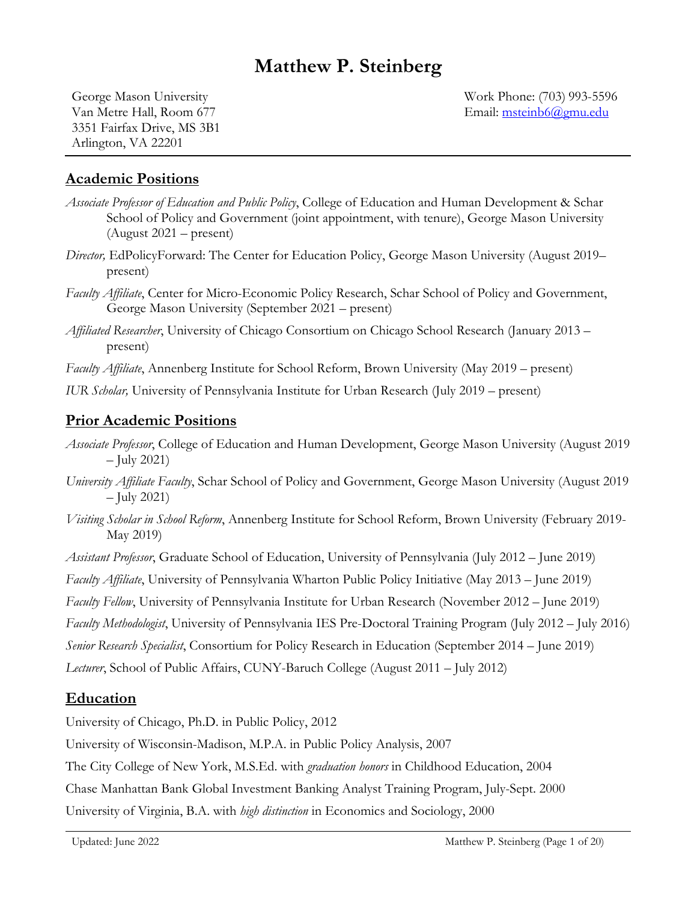# Matthew P. Steinberg

George Mason University
Van Metre Hall, Room 677
3351 Fairfax Drive, MS 3B1
Arlington, VA 22201

Work Phone: (703) 993-5596
Email: msteinb6@gmu.edu

## Academic Positions

*Associate Professor of Education and Public Policy*, College of Education and Human Development & Schar School of Policy and Government (joint appointment, with tenure), George Mason University (August 2021 – present)

*Director,* EdPolicyForward: The Center for Education Policy, George Mason University (August 2019– present)

*Faculty Affiliate*, Center for Micro-Economic Policy Research, Schar School of Policy and Government, George Mason University (September 2021 – present)

*Affiliated Researcher*, University of Chicago Consortium on Chicago School Research (January 2013 – present)

*Faculty Affiliate*, Annenberg Institute for School Reform, Brown University (May 2019 – present)

*IUR Scholar,* University of Pennsylvania Institute for Urban Research (July 2019 – present)

## Prior Academic Positions

*Associate Professor*, College of Education and Human Development, George Mason University (August 2019 – July 2021)

*University Affiliate Faculty*, Schar School of Policy and Government, George Mason University (August 2019 – July 2021)

*Visiting Scholar in School Reform*, Annenberg Institute for School Reform, Brown University (February 2019- May 2019)

*Assistant Professor*, Graduate School of Education, University of Pennsylvania (July 2012 – June 2019)

*Faculty Affiliate*, University of Pennsylvania Wharton Public Policy Initiative (May 2013 – June 2019)

*Faculty Fellow*, University of Pennsylvania Institute for Urban Research (November 2012 – June 2019)

*Faculty Methodologist*, University of Pennsylvania IES Pre-Doctoral Training Program (July 2012 – July 2016)

*Senior Research Specialist*, Consortium for Policy Research in Education (September 2014 – June 2019)

*Lecturer*, School of Public Affairs, CUNY-Baruch College (August 2011 – July 2012)

## Education

University of Chicago, Ph.D. in Public Policy, 2012

University of Wisconsin-Madison, M.P.A. in Public Policy Analysis, 2007

The City College of New York, M.S.Ed. with *graduation honors* in Childhood Education, 2004

Chase Manhattan Bank Global Investment Banking Analyst Training Program, July-Sept. 2000

University of Virginia, B.A. with *high distinction* in Economics and Sociology, 2000

Updated: June 2022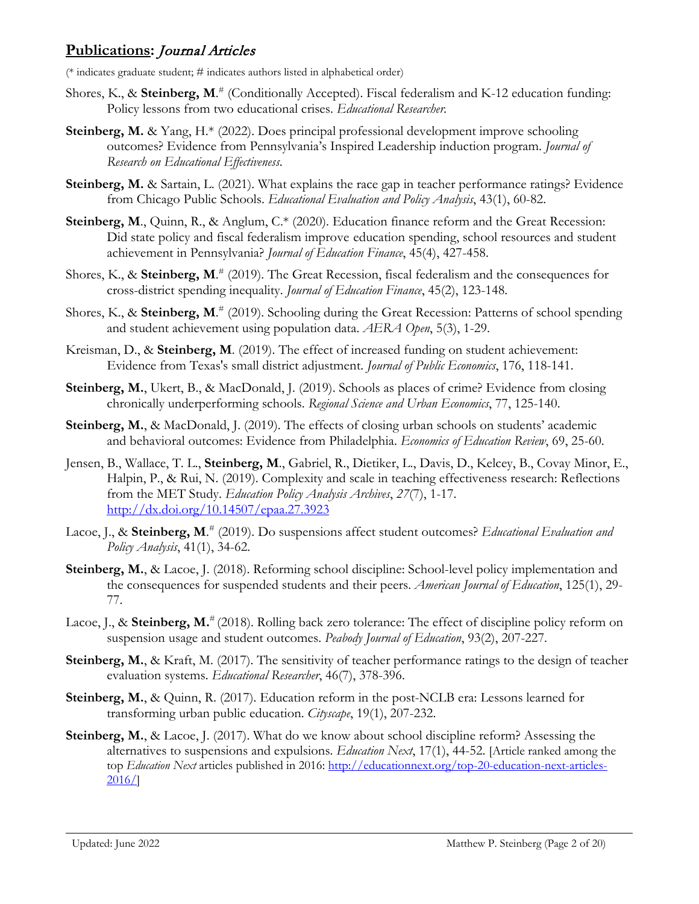## **Publications**: *Journal Articles*

(* indicates graduate student; # indicates authors listed in alphabetical order)

Shores, K., & **Steinberg, M**.# (Conditionally Accepted). Fiscal federalism and K-12 education funding: Policy lessons from two educational crises. *Educational Researcher*.

**Steinberg, M.** & Yang, H.* (2022). Does principal professional development improve schooling outcomes? Evidence from Pennsylvania's Inspired Leadership induction program. *Journal of Research on Educational Effectiveness*.

**Steinberg, M.** & Sartain, L. (2021). What explains the race gap in teacher performance ratings? Evidence from Chicago Public Schools. *Educational Evaluation and Policy Analysis*, 43(1), 60-82.

**Steinberg, M**., Quinn, R., & Anglum, C.* (2020). Education finance reform and the Great Recession: Did state policy and fiscal federalism improve education spending, school resources and student achievement in Pennsylvania? *Journal of Education Finance*, 45(4), 427-458.

Shores, K., & **Steinberg, M**.# (2019). The Great Recession, fiscal federalism and the consequences for cross-district spending inequality. *Journal of Education Finance*, 45(2), 123-148.

Shores, K., & **Steinberg, M**.# (2019). Schooling during the Great Recession: Patterns of school spending and student achievement using population data. *AERA Open*, 5(3), 1-29.

Kreisman, D., & **Steinberg, M**. (2019). The effect of increased funding on student achievement: Evidence from Texas's small district adjustment. *Journal of Public Economics*, 176, 118-141.

**Steinberg, M.**, Ukert, B., & MacDonald, J. (2019). Schools as places of crime? Evidence from closing chronically underperforming schools. *Regional Science and Urban Economics*, 77, 125-140.

**Steinberg, M.**, & MacDonald, J. (2019). The effects of closing urban schools on students' academic and behavioral outcomes: Evidence from Philadelphia. *Economics of Education Review*, 69, 25-60.

Jensen, B., Wallace, T. L., **Steinberg, M**., Gabriel, R., Dietiker, L., Davis, D., Kelcey, B., Covay Minor, E., Halpin, P., & Rui, N. (2019). Complexity and scale in teaching effectiveness research: Reflections from the MET Study. *Education Policy Analysis Archives*, *27*(7), 1-17. http://dx.doi.org/10.14507/epaa.27.3923

Lacoe, J., & **Steinberg, M**.# (2019). Do suspensions affect student outcomes? *Educational Evaluation and Policy Analysis*, 41(1), 34-62.

**Steinberg, M.**, & Lacoe, J. (2018). Reforming school discipline: School-level policy implementation and the consequences for suspended students and their peers. *American Journal of Education*, 125(1), 29-77.

Lacoe, J., & **Steinberg, M.**# (2018). Rolling back zero tolerance: The effect of discipline policy reform on suspension usage and student outcomes. *Peabody Journal of Education*, 93(2), 207-227.

**Steinberg, M.**, & Kraft, M. (2017). The sensitivity of teacher performance ratings to the design of teacher evaluation systems. *Educational Researcher*, 46(7), 378-396.

**Steinberg, M.**, & Quinn, R. (2017). Education reform in the post-NCLB era: Lessons learned for transforming urban public education. *Cityscape*, 19(1), 207-232.

**Steinberg, M.**, & Lacoe, J. (2017). What do we know about school discipline reform? Assessing the alternatives to suspensions and expulsions. *Education Next*, 17(1), 44-52. [Article ranked among the top *Education Next* articles published in 2016: http://educationnext.org/top-20-education-next-articles-2016/]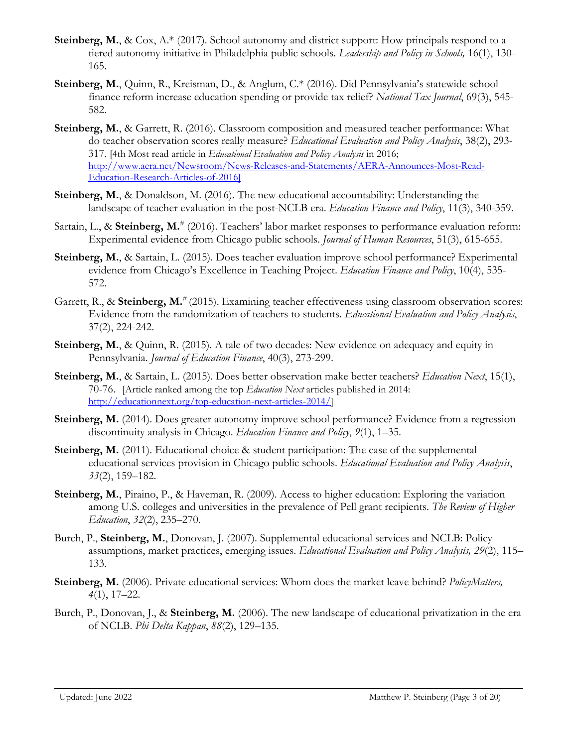**Steinberg, M.**, & Cox, A.* (2017). School autonomy and district support: How principals respond to a tiered autonomy initiative in Philadelphia public schools. *Leadership and Policy in Schools,* 16(1), 130-165.

**Steinberg, M.**, Quinn, R., Kreisman, D., & Anglum, C.* (2016). Did Pennsylvania's statewide school finance reform increase education spending or provide tax relief? *National Tax Journal*, 69(3), 545-582.

**Steinberg, M.**, & Garrett, R. (2016). Classroom composition and measured teacher performance: What do teacher observation scores really measure? *Educational Evaluation and Policy Analysis*, 38(2), 293-317. [4th Most read article in *Educational Evaluation and Policy Analysis* in 2016; http://www.aera.net/Newsroom/News-Releases-and-Statements/AERA-Announces-Most-Read-Education-Research-Articles-of-2016]

**Steinberg, M.**, & Donaldson, M. (2016). The new educational accountability: Understanding the landscape of teacher evaluation in the post-NCLB era. *Education Finance and Policy*, 11(3), 340-359.

Sartain, L., & **Steinberg, M.**# (2016). Teachers' labor market responses to performance evaluation reform: Experimental evidence from Chicago public schools. *Journal of Human Resources*, 51(3), 615-655.

**Steinberg, M.**, & Sartain, L. (2015). Does teacher evaluation improve school performance? Experimental evidence from Chicago's Excellence in Teaching Project. *Education Finance and Policy*, 10(4), 535-572.

Garrett, R., & **Steinberg, M.**# (2015). Examining teacher effectiveness using classroom observation scores: Evidence from the randomization of teachers to students. *Educational Evaluation and Policy Analysis*, 37(2), 224-242.

**Steinberg, M.**, & Quinn, R. (2015). A tale of two decades: New evidence on adequacy and equity in Pennsylvania. *Journal of Education Finance*, 40(3), 273-299.

**Steinberg, M.**, & Sartain, L. (2015). Does better observation make better teachers? *Education Next*, 15(1), 70-76. [Article ranked among the top *Education Next* articles published in 2014: http://educationnext.org/top-education-next-articles-2014/]

**Steinberg, M.** (2014). Does greater autonomy improve school performance? Evidence from a regression discontinuity analysis in Chicago. *Education Finance and Policy*, *9*(1), 1–35.

**Steinberg, M.** (2011). Educational choice & student participation: The case of the supplemental educational services provision in Chicago public schools. *Educational Evaluation and Policy Analysis*, *33*(2), 159–182.

**Steinberg, M.**, Piraino, P., & Haveman, R. (2009). Access to higher education: Exploring the variation among U.S. colleges and universities in the prevalence of Pell grant recipients. *The Review of Higher Education*, *32*(2), 235–270.

Burch, P., **Steinberg, M.**, Donovan, J. (2007). Supplemental educational services and NCLB: Policy assumptions, market practices, emerging issues. *Educational Evaluation and Policy Analysis, 29*(2), 115–133.

**Steinberg, M.** (2006). Private educational services: Whom does the market leave behind? *PolicyMatters, 4*(1), 17–22.

Burch, P., Donovan, J., & **Steinberg, M.** (2006). The new landscape of educational privatization in the era of NCLB. *Phi Delta Kappan*, *88*(2), 129–135.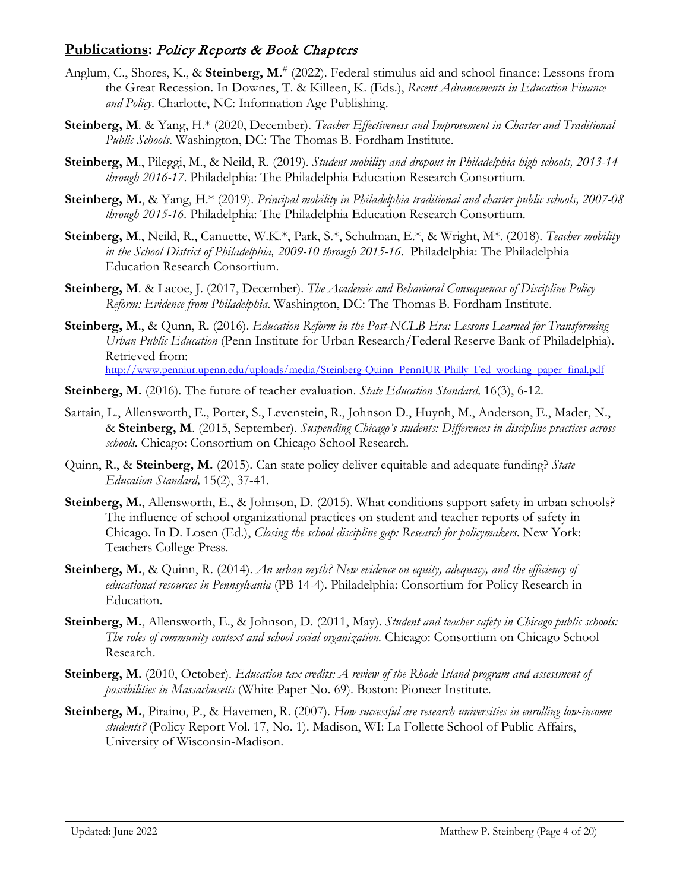## **Publications**: *Policy Reports & Book Chapters*

Anglum, C., Shores, K., & **Steinberg, M.**[#] (2022). Federal stimulus aid and school finance: Lessons from the Great Recession. In Downes, T. & Killeen, K. (Eds.), *Recent Advancements in Education Finance and Policy*. Charlotte, NC: Information Age Publishing.

**Steinberg, M**. & Yang, H.* (2020, December). *Teacher Effectiveness and Improvement in Charter and Traditional Public Schools*. Washington, DC: The Thomas B. Fordham Institute.

**Steinberg, M**., Pileggi, M., & Neild, R. (2019). *Student mobility and dropout in Philadelphia high schools, 2013-14 through 2016-17*. Philadelphia: The Philadelphia Education Research Consortium.

**Steinberg, M.**, & Yang, H.* (2019). *Principal mobility in Philadelphia traditional and charter public schools, 2007-08 through 2015-16*. Philadelphia: The Philadelphia Education Research Consortium.

**Steinberg, M**., Neild, R., Canuette, W.K.*, Park, S.*, Schulman, E.*, & Wright, M*. (2018). *Teacher mobility in the School District of Philadelphia, 2009-10 through 2015-16*. Philadelphia: The Philadelphia Education Research Consortium.

**Steinberg, M**. & Lacoe, J. (2017, December). *The Academic and Behavioral Consequences of Discipline Policy Reform: Evidence from Philadelphia*. Washington, DC: The Thomas B. Fordham Institute.

**Steinberg, M**., & Qunn, R. (2016). *Education Reform in the Post-NCLB Era: Lessons Learned for Transforming Urban Public Education* (Penn Institute for Urban Research/Federal Reserve Bank of Philadelphia). Retrieved from: http://www.penniur.upenn.edu/uploads/media/Steinberg-Quinn_PennIUR-Philly_Fed_working_paper_final.pdf

**Steinberg, M.** (2016). The future of teacher evaluation. *State Education Standard,* 16(3), 6-12.

Sartain, L., Allensworth, E., Porter, S., Levenstein, R., Johnson D., Huynh, M., Anderson, E., Mader, N., & **Steinberg, M**. (2015, September). *Suspending Chicago's students: Differences in discipline practices across schools.* Chicago: Consortium on Chicago School Research.

Quinn, R., & **Steinberg, M.** (2015). Can state policy deliver equitable and adequate funding? *State Education Standard,* 15(2), 37-41.

**Steinberg, M.**, Allensworth, E., & Johnson, D. (2015). What conditions support safety in urban schools? The influence of school organizational practices on student and teacher reports of safety in Chicago. In D. Losen (Ed.), *Closing the school discipline gap: Research for policymakers.* New York: Teachers College Press.

**Steinberg, M.**, & Quinn, R. (2014). *An urban myth? New evidence on equity, adequacy, and the efficiency of educational resources in Pennsylvania* (PB 14-4). Philadelphia: Consortium for Policy Research in Education.

**Steinberg, M.**, Allensworth, E., & Johnson, D. (2011, May). *Student and teacher safety in Chicago public schools: The roles of community context and school social organization.* Chicago: Consortium on Chicago School Research.

**Steinberg, M.** (2010, October). *Education tax credits: A review of the Rhode Island program and assessment of possibilities in Massachusetts* (White Paper No. 69). Boston: Pioneer Institute.

**Steinberg, M.**, Piraino, P., & Havemen, R. (2007). *How successful are research universities in enrolling low-income students?* (Policy Report Vol. 17, No. 1). Madison, WI: La Follette School of Public Affairs, University of Wisconsin-Madison.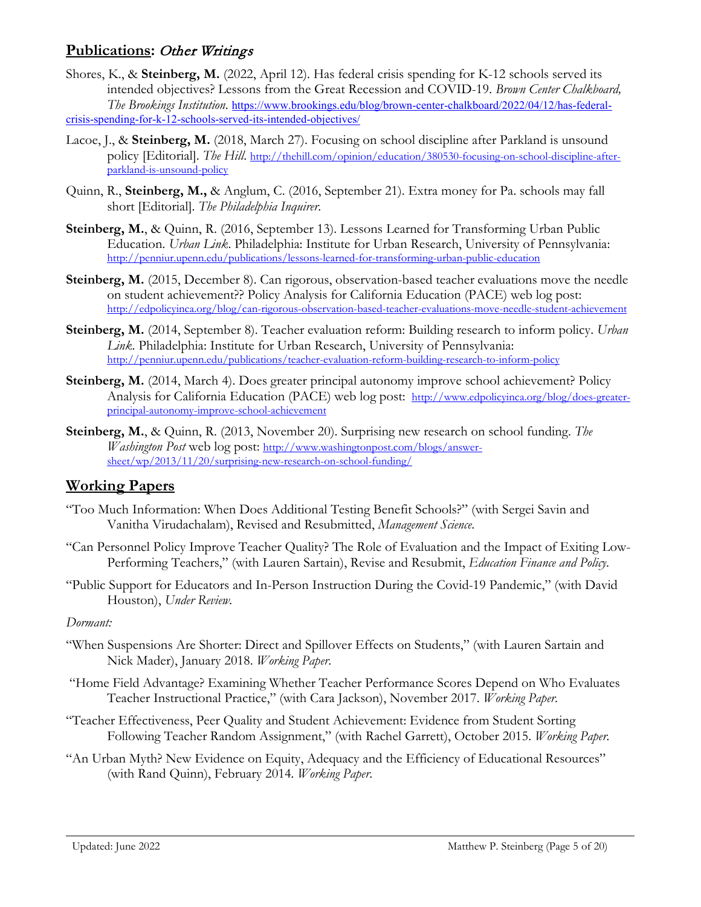## **Publications**: *Other Writings*

Shores, K., & **Steinberg, M.** (2022, April 12). Has federal crisis spending for K-12 schools served its intended objectives? Lessons from the Great Recession and COVID-19. *Brown Center Chalkboard, The Brookings Institution*. https://www.brookings.edu/blog/brown-center-chalkboard/2022/04/12/has-federal-crisis-spending-for-k-12-schools-served-its-intended-objectives/

Lacoe, J., & **Steinberg, M.** (2018, March 27). Focusing on school discipline after Parkland is unsound policy [Editorial]. *The Hill*. http://thehill.com/opinion/education/380530-focusing-on-school-discipline-after-parkland-is-unsound-policy

Quinn, R., **Steinberg, M.,** & Anglum, C. (2016, September 21). Extra money for Pa. schools may fall short [Editorial]. *The Philadelphia Inquirer*.

**Steinberg, M.**, & Quinn, R. (2016, September 13). Lessons Learned for Transforming Urban Public Education. *Urban Link*. Philadelphia: Institute for Urban Research, University of Pennsylvania: http://penniur.upenn.edu/publications/lessons-learned-for-transforming-urban-public-education

**Steinberg, M.** (2015, December 8). Can rigorous, observation-based teacher evaluations move the needle on student achievement?? Policy Analysis for California Education (PACE) web log post: http://edpolicyinca.org/blog/can-rigorous-observation-based-teacher-evaluations-move-needle-student-achievement

**Steinberg, M.** (2014, September 8). Teacher evaluation reform: Building research to inform policy. *Urban Link*. Philadelphia: Institute for Urban Research, University of Pennsylvania: http://penniur.upenn.edu/publications/teacher-evaluation-reform-building-research-to-inform-policy

**Steinberg, M.** (2014, March 4). Does greater principal autonomy improve school achievement? Policy Analysis for California Education (PACE) web log post: http://www.edpolicyinca.org/blog/does-greater-principal-autonomy-improve-school-achievement

**Steinberg, M.**, & Quinn, R. (2013, November 20). Surprising new research on school funding. *The Washington Post* web log post: http://www.washingtonpost.com/blogs/answer-sheet/wp/2013/11/20/surprising-new-research-on-school-funding/

## **Working Papers**

"Too Much Information: When Does Additional Testing Benefit Schools?" (with Sergei Savin and Vanitha Virudachalam), Revised and Resubmitted, *Management Science*.

"Can Personnel Policy Improve Teacher Quality? The Role of Evaluation and the Impact of Exiting Low-Performing Teachers," (with Lauren Sartain), Revise and Resubmit, *Education Finance and Policy*.

"Public Support for Educators and In-Person Instruction During the Covid-19 Pandemic," (with David Houston), *Under Review*.

*Dormant:*

"When Suspensions Are Shorter: Direct and Spillover Effects on Students," (with Lauren Sartain and Nick Mader), January 2018. *Working Paper*.

"Home Field Advantage? Examining Whether Teacher Performance Scores Depend on Who Evaluates Teacher Instructional Practice," (with Cara Jackson), November 2017. *Working Paper*.

"Teacher Effectiveness, Peer Quality and Student Achievement: Evidence from Student Sorting Following Teacher Random Assignment," (with Rachel Garrett), October 2015. *Working Paper*.

"An Urban Myth? New Evidence on Equity, Adequacy and the Efficiency of Educational Resources" (with Rand Quinn), February 2014. *Working Paper*.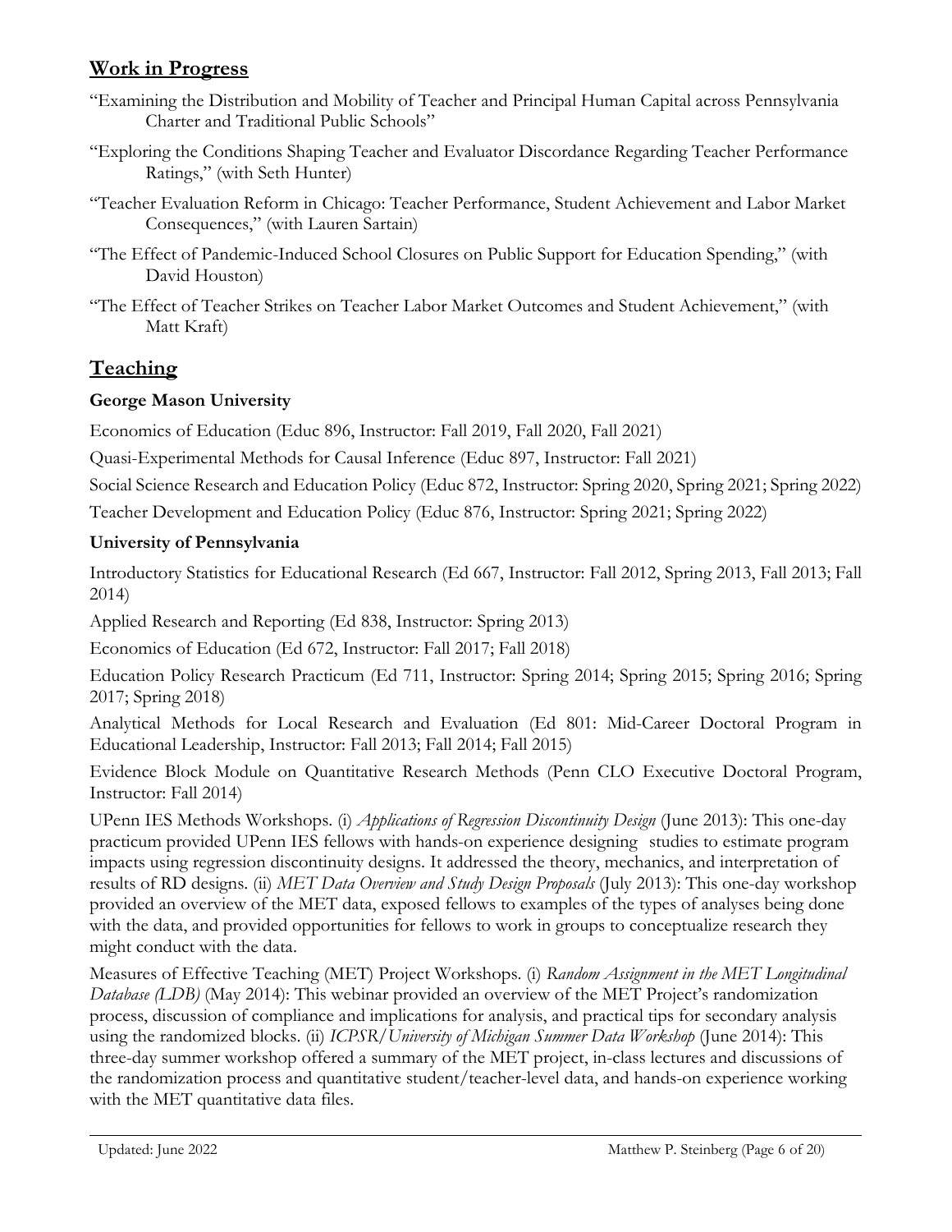## Work in Progress

"Examining the Distribution and Mobility of Teacher and Principal Human Capital across Pennsylvania Charter and Traditional Public Schools"

"Exploring the Conditions Shaping Teacher and Evaluator Discordance Regarding Teacher Performance Ratings," (with Seth Hunter)

"Teacher Evaluation Reform in Chicago: Teacher Performance, Student Achievement and Labor Market Consequences," (with Lauren Sartain)

"The Effect of Pandemic-Induced School Closures on Public Support for Education Spending," (with David Houston)

"The Effect of Teacher Strikes on Teacher Labor Market Outcomes and Student Achievement," (with Matt Kraft)

## Teaching

**George Mason University**

Economics of Education (Educ 896, Instructor: Fall 2019, Fall 2020, Fall 2021)

Quasi-Experimental Methods for Causal Inference (Educ 897, Instructor: Fall 2021)

Social Science Research and Education Policy (Educ 872, Instructor: Spring 2020, Spring 2021; Spring 2022)

Teacher Development and Education Policy (Educ 876, Instructor: Spring 2021; Spring 2022)

**University of Pennsylvania**

Introductory Statistics for Educational Research (Ed 667, Instructor: Fall 2012, Spring 2013, Fall 2013; Fall 2014)

Applied Research and Reporting (Ed 838, Instructor: Spring 2013)

Economics of Education (Ed 672, Instructor: Fall 2017; Fall 2018)

Education Policy Research Practicum (Ed 711, Instructor: Spring 2014; Spring 2015; Spring 2016; Spring 2017; Spring 2018)

Analytical Methods for Local Research and Evaluation (Ed 801: Mid-Career Doctoral Program in Educational Leadership, Instructor: Fall 2013; Fall 2014; Fall 2015)

Evidence Block Module on Quantitative Research Methods (Penn CLO Executive Doctoral Program, Instructor: Fall 2014)

UPenn IES Methods Workshops. (i) *Applications of Regression Discontinuity Design* (June 2013): This one-day practicum provided UPenn IES fellows with hands-on experience designing studies to estimate program impacts using regression discontinuity designs. It addressed the theory, mechanics, and interpretation of results of RD designs. (ii) *MET Data Overview and Study Design Proposals* (July 2013): This one-day workshop provided an overview of the MET data, exposed fellows to examples of the types of analyses being done with the data, and provided opportunities for fellows to work in groups to conceptualize research they might conduct with the data.

Measures of Effective Teaching (MET) Project Workshops. (i) *Random Assignment in the MET Longitudinal Database (LDB)* (May 2014): This webinar provided an overview of the MET Project's randomization process, discussion of compliance and implications for analysis, and practical tips for secondary analysis using the randomized blocks. (ii) *ICPSR/University of Michigan Summer Data Workshop* (June 2014): This three-day summer workshop offered a summary of the MET project, in-class lectures and discussions of the randomization process and quantitative student/teacher-level data, and hands-on experience working with the MET quantitative data files.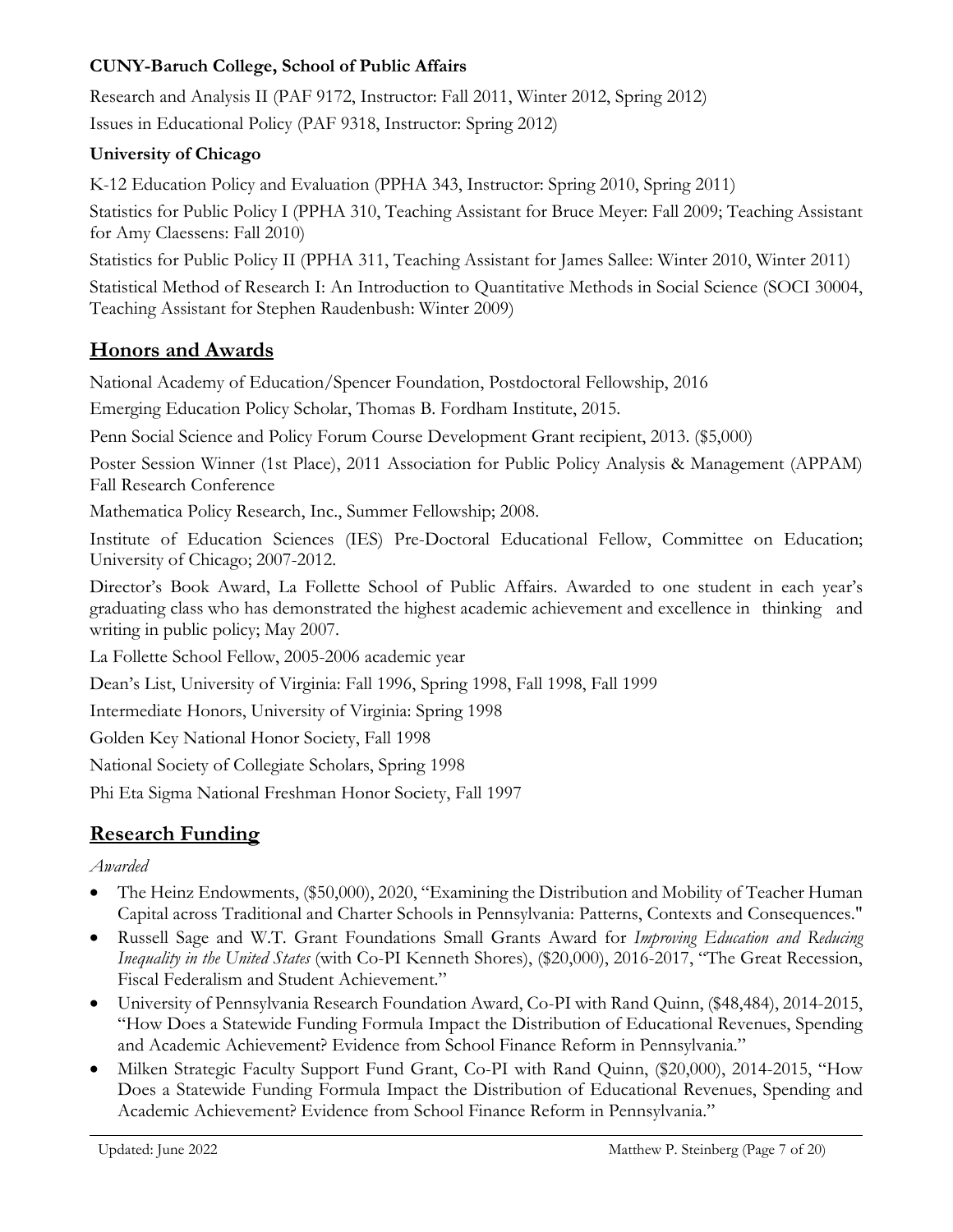**CUNY-Baruch College, School of Public Affairs**

Research and Analysis II (PAF 9172, Instructor: Fall 2011, Winter 2012, Spring 2012)

Issues in Educational Policy (PAF 9318, Instructor: Spring 2012)

**University of Chicago**

K-12 Education Policy and Evaluation (PPHA 343, Instructor: Spring 2010, Spring 2011)

Statistics for Public Policy I (PPHA 310, Teaching Assistant for Bruce Meyer: Fall 2009; Teaching Assistant for Amy Claessens: Fall 2010)

Statistics for Public Policy II (PPHA 311, Teaching Assistant for James Sallee: Winter 2010, Winter 2011)

Statistical Method of Research I: An Introduction to Quantitative Methods in Social Science (SOCI 30004, Teaching Assistant for Stephen Raudenbush: Winter 2009)

## Honors and Awards

National Academy of Education/Spencer Foundation, Postdoctoral Fellowship, 2016

Emerging Education Policy Scholar, Thomas B. Fordham Institute, 2015.

Penn Social Science and Policy Forum Course Development Grant recipient, 2013. ($5,000)

Poster Session Winner (1st Place), 2011 Association for Public Policy Analysis & Management (APPAM) Fall Research Conference

Mathematica Policy Research, Inc., Summer Fellowship; 2008.

Institute of Education Sciences (IES) Pre-Doctoral Educational Fellow, Committee on Education; University of Chicago; 2007-2012.

Director's Book Award, La Follette School of Public Affairs. Awarded to one student in each year's graduating class who has demonstrated the highest academic achievement and excellence in thinking and writing in public policy; May 2007.

La Follette School Fellow, 2005-2006 academic year

Dean's List, University of Virginia: Fall 1996, Spring 1998, Fall 1998, Fall 1999

Intermediate Honors, University of Virginia: Spring 1998

Golden Key National Honor Society, Fall 1998

National Society of Collegiate Scholars, Spring 1998

Phi Eta Sigma National Freshman Honor Society, Fall 1997

## Research Funding

*Awarded*

- The Heinz Endowments, ($50,000), 2020, "Examining the Distribution and Mobility of Teacher Human Capital across Traditional and Charter Schools in Pennsylvania: Patterns, Contexts and Consequences."
- Russell Sage and W.T. Grant Foundations Small Grants Award for *Improving Education and Reducing Inequality in the United States* (with Co-PI Kenneth Shores), ($20,000), 2016-2017, "The Great Recession, Fiscal Federalism and Student Achievement."
- University of Pennsylvania Research Foundation Award, Co-PI with Rand Quinn, ($48,484), 2014-2015, "How Does a Statewide Funding Formula Impact the Distribution of Educational Revenues, Spending and Academic Achievement? Evidence from School Finance Reform in Pennsylvania."
- Milken Strategic Faculty Support Fund Grant, Co-PI with Rand Quinn, ($20,000), 2014-2015, "How Does a Statewide Funding Formula Impact the Distribution of Educational Revenues, Spending and Academic Achievement? Evidence from School Finance Reform in Pennsylvania."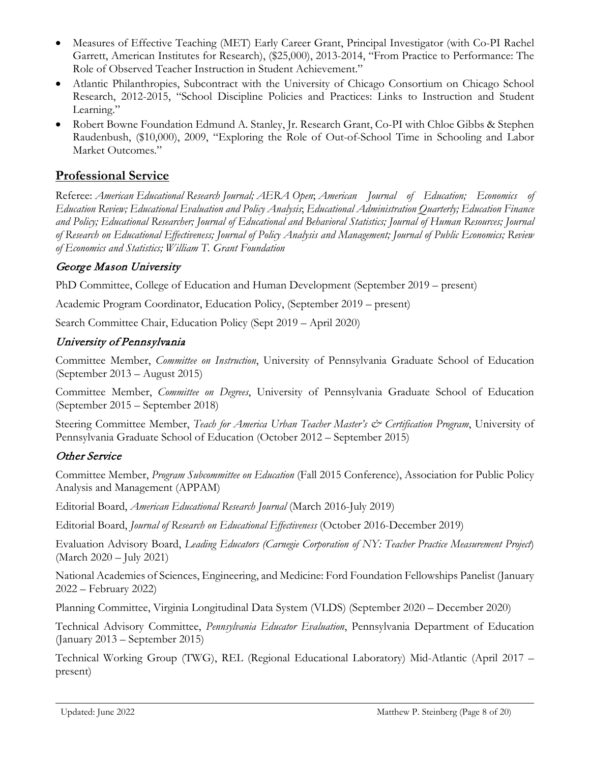- Measures of Effective Teaching (MET) Early Career Grant, Principal Investigator (with Co-PI Rachel Garrett, American Institutes for Research), ($25,000), 2013-2014, "From Practice to Performance: The Role of Observed Teacher Instruction in Student Achievement."
- Atlantic Philanthropies, Subcontract with the University of Chicago Consortium on Chicago School Research, 2012-2015, "School Discipline Policies and Practices: Links to Instruction and Student Learning."
- Robert Bowne Foundation Edmund A. Stanley, Jr. Research Grant, Co-PI with Chloe Gibbs & Stephen Raudenbush, ($10,000), 2009, "Exploring the Role of Out-of-School Time in Schooling and Labor Market Outcomes."

## Professional Service

Referee: *American Educational Research Journal; AERA Open*; *American Journal of Education; Economics of Education Review; Educational Evaluation and Policy Analysis*; *Educational Administration Quarterly; Education Finance and Policy; Educational Researcher; Journal of Educational and Behavioral Statistics; Journal of Human Resources; Journal of Research on Educational Effectiveness; Journal of Policy Analysis and Management; Journal of Public Economics; Review of Economics and Statistics; William T. Grant Foundation*

### George Mason University

PhD Committee, College of Education and Human Development (September 2019 – present)

Academic Program Coordinator, Education Policy, (September 2019 – present)

Search Committee Chair, Education Policy (Sept 2019 – April 2020)

### University of Pennsylvania

Committee Member, *Committee on Instruction*, University of Pennsylvania Graduate School of Education (September 2013 – August 2015)

Committee Member, *Committee on Degrees*, University of Pennsylvania Graduate School of Education (September 2015 – September 2018)

Steering Committee Member, *Teach for America Urban Teacher Master's & Certification Program*, University of Pennsylvania Graduate School of Education (October 2012 – September 2015)

### Other Service

Committee Member, *Program Subcommittee on Education* (Fall 2015 Conference), Association for Public Policy Analysis and Management (APPAM)

Editorial Board, *American Educational Research Journal* (March 2016-July 2019)

Editorial Board, *Journal of Research on Educational Effectiveness* (October 2016-December 2019)

Evaluation Advisory Board, *Leading Educators (Carnegie Corporation of NY: Teacher Practice Measurement Project*) (March 2020 – July 2021)

National Academies of Sciences, Engineering, and Medicine: Ford Foundation Fellowships Panelist (January 2022 – February 2022)

Planning Committee, Virginia Longitudinal Data System (VLDS) (September 2020 – December 2020)

Technical Advisory Committee, *Pennsylvania Educator Evaluation*, Pennsylvania Department of Education (January 2013 – September 2015)

Technical Working Group (TWG), REL (Regional Educational Laboratory) Mid-Atlantic (April 2017 – present)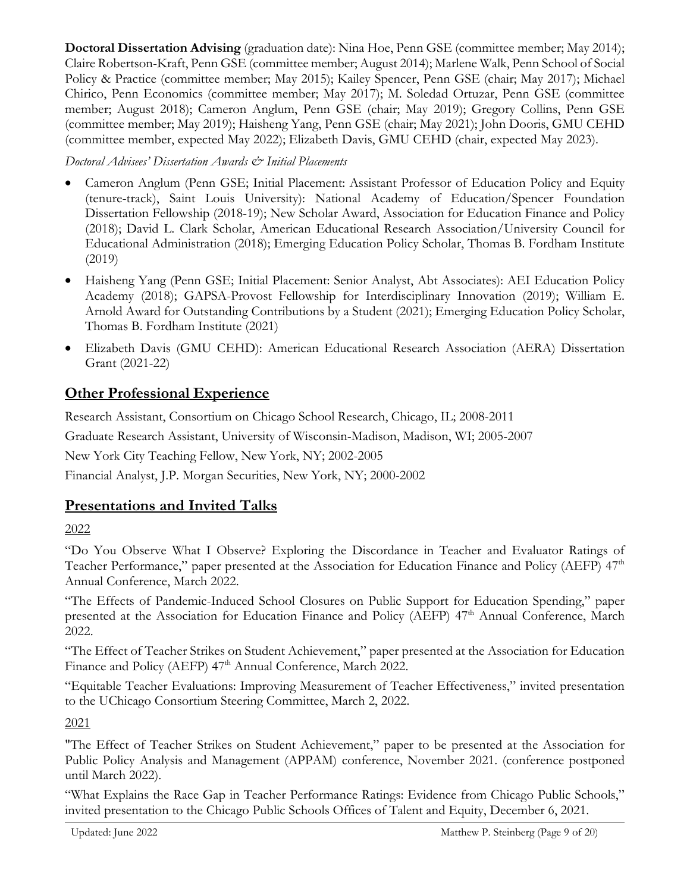**Doctoral Dissertation Advising** (graduation date): Nina Hoe, Penn GSE (committee member; May 2014); Claire Robertson-Kraft, Penn GSE (committee member; August 2014); Marlene Walk, Penn School of Social Policy & Practice (committee member; May 2015); Kailey Spencer, Penn GSE (chair; May 2017); Michael Chirico, Penn Economics (committee member; May 2017); M. Soledad Ortuzar, Penn GSE (committee member; August 2018); Cameron Anglum, Penn GSE (chair; May 2019); Gregory Collins, Penn GSE (committee member; May 2019); Haisheng Yang, Penn GSE (chair; May 2021); John Dooris, GMU CEHD (committee member, expected May 2022); Elizabeth Davis, GMU CEHD (chair, expected May 2023).

*Doctoral Advisees' Dissertation Awards & Initial Placements*

- Cameron Anglum (Penn GSE; Initial Placement: Assistant Professor of Education Policy and Equity (tenure-track), Saint Louis University): National Academy of Education/Spencer Foundation Dissertation Fellowship (2018-19); New Scholar Award, Association for Education Finance and Policy (2018); David L. Clark Scholar, American Educational Research Association/University Council for Educational Administration (2018); Emerging Education Policy Scholar, Thomas B. Fordham Institute (2019)
- Haisheng Yang (Penn GSE; Initial Placement: Senior Analyst, Abt Associates): AEI Education Policy Academy (2018); GAPSA-Provost Fellowship for Interdisciplinary Innovation (2019); William E. Arnold Award for Outstanding Contributions by a Student (2021); Emerging Education Policy Scholar, Thomas B. Fordham Institute (2021)
- Elizabeth Davis (GMU CEHD): American Educational Research Association (AERA) Dissertation Grant (2021-22)

## Other Professional Experience

Research Assistant, Consortium on Chicago School Research, Chicago, IL; 2008-2011

Graduate Research Assistant, University of Wisconsin-Madison, Madison, WI; 2005-2007

New York City Teaching Fellow, New York, NY; 2002-2005

Financial Analyst, J.P. Morgan Securities, New York, NY; 2000-2002

## Presentations and Invited Talks

2022

"Do You Observe What I Observe? Exploring the Discordance in Teacher and Evaluator Ratings of Teacher Performance," paper presented at the Association for Education Finance and Policy (AEFP) 47th Annual Conference, March 2022.

"The Effects of Pandemic-Induced School Closures on Public Support for Education Spending," paper presented at the Association for Education Finance and Policy (AEFP) 47th Annual Conference, March 2022.

"The Effect of Teacher Strikes on Student Achievement," paper presented at the Association for Education Finance and Policy (AEFP) 47th Annual Conference, March 2022.

"Equitable Teacher Evaluations: Improving Measurement of Teacher Effectiveness," invited presentation to the UChicago Consortium Steering Committee, March 2, 2022.

2021

"The Effect of Teacher Strikes on Student Achievement," paper to be presented at the Association for Public Policy Analysis and Management (APPAM) conference, November 2021. (conference postponed until March 2022).

"What Explains the Race Gap in Teacher Performance Ratings: Evidence from Chicago Public Schools," invited presentation to the Chicago Public Schools Offices of Talent and Equity, December 6, 2021.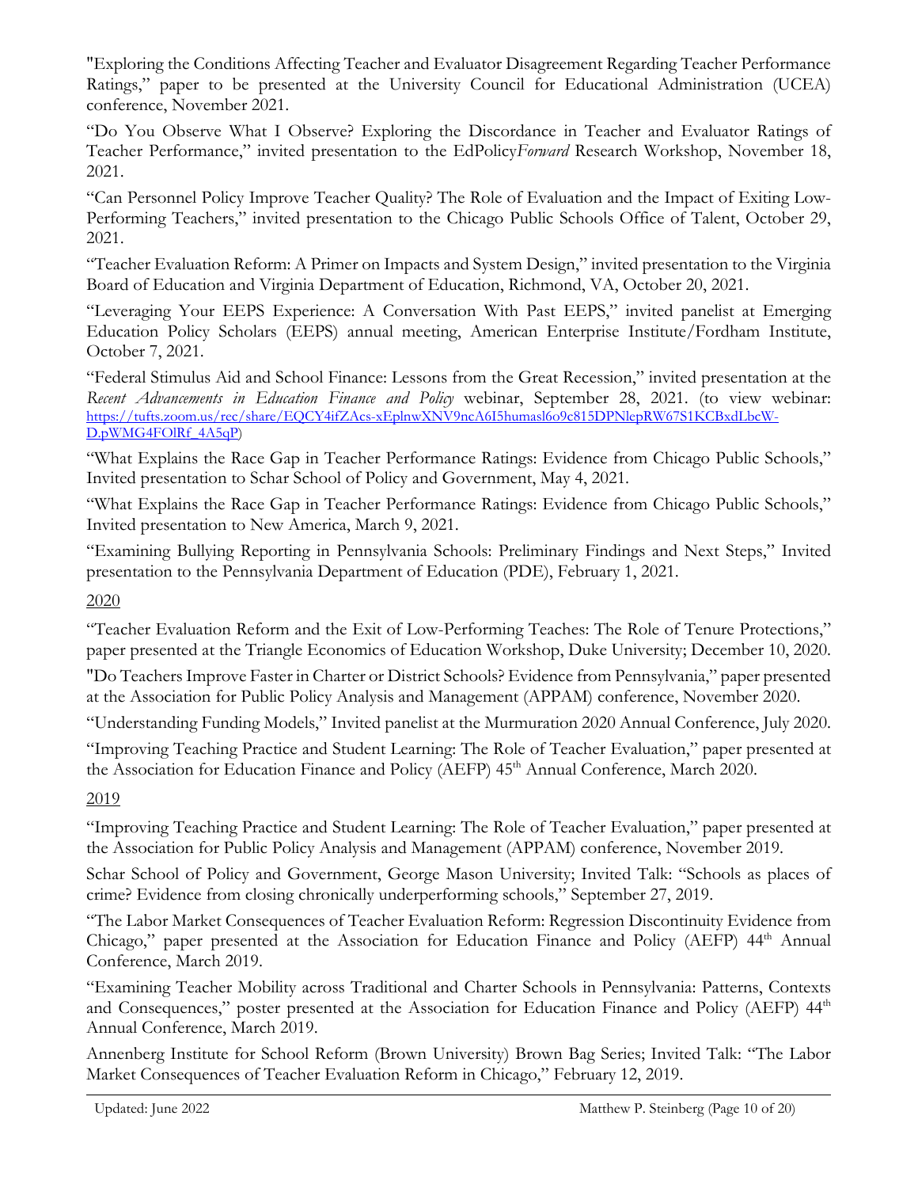"Exploring the Conditions Affecting Teacher and Evaluator Disagreement Regarding Teacher Performance Ratings," paper to be presented at the University Council for Educational Administration (UCEA) conference, November 2021.

"Do You Observe What I Observe? Exploring the Discordance in Teacher and Evaluator Ratings of Teacher Performance," invited presentation to the EdPolicy*Forward* Research Workshop, November 18, 2021.

"Can Personnel Policy Improve Teacher Quality? The Role of Evaluation and the Impact of Exiting Low-Performing Teachers," invited presentation to the Chicago Public Schools Office of Talent, October 29, 2021.

"Teacher Evaluation Reform: A Primer on Impacts and System Design," invited presentation to the Virginia Board of Education and Virginia Department of Education, Richmond, VA, October 20, 2021.

"Leveraging Your EEPS Experience: A Conversation With Past EEPS," invited panelist at Emerging Education Policy Scholars (EEPS) annual meeting, American Enterprise Institute/Fordham Institute, October 7, 2021.

"Federal Stimulus Aid and School Finance: Lessons from the Great Recession," invited presentation at the *Recent Advancements in Education Finance and Policy* webinar, September 28, 2021. (to view webinar: https://tufts.zoom.us/rec/share/EQCY4ifZAcs-xEplnwXNV9ncA6I5humasl6o9c815DPNlepRW67S1KCBxdLbcW-D.pWMG4FOlRf_4A5qP)

"What Explains the Race Gap in Teacher Performance Ratings: Evidence from Chicago Public Schools," Invited presentation to Schar School of Policy and Government, May 4, 2021.

"What Explains the Race Gap in Teacher Performance Ratings: Evidence from Chicago Public Schools," Invited presentation to New America, March 9, 2021.

"Examining Bullying Reporting in Pennsylvania Schools: Preliminary Findings and Next Steps," Invited presentation to the Pennsylvania Department of Education (PDE), February 1, 2021.

2020

"Teacher Evaluation Reform and the Exit of Low-Performing Teaches: The Role of Tenure Protections," paper presented at the Triangle Economics of Education Workshop, Duke University; December 10, 2020.

"Do Teachers Improve Faster in Charter or District Schools? Evidence from Pennsylvania," paper presented at the Association for Public Policy Analysis and Management (APPAM) conference, November 2020.

"Understanding Funding Models," Invited panelist at the Murmuration 2020 Annual Conference, July 2020.

"Improving Teaching Practice and Student Learning: The Role of Teacher Evaluation," paper presented at the Association for Education Finance and Policy (AEFP) 45th Annual Conference, March 2020.

2019

"Improving Teaching Practice and Student Learning: The Role of Teacher Evaluation," paper presented at the Association for Public Policy Analysis and Management (APPAM) conference, November 2019.

Schar School of Policy and Government, George Mason University; Invited Talk: "Schools as places of crime? Evidence from closing chronically underperforming schools," September 27, 2019.

"The Labor Market Consequences of Teacher Evaluation Reform: Regression Discontinuity Evidence from Chicago," paper presented at the Association for Education Finance and Policy (AEFP) 44th Annual Conference, March 2019.

"Examining Teacher Mobility across Traditional and Charter Schools in Pennsylvania: Patterns, Contexts and Consequences," poster presented at the Association for Education Finance and Policy (AEFP) 44th Annual Conference, March 2019.

Annenberg Institute for School Reform (Brown University) Brown Bag Series; Invited Talk: "The Labor Market Consequences of Teacher Evaluation Reform in Chicago," February 12, 2019.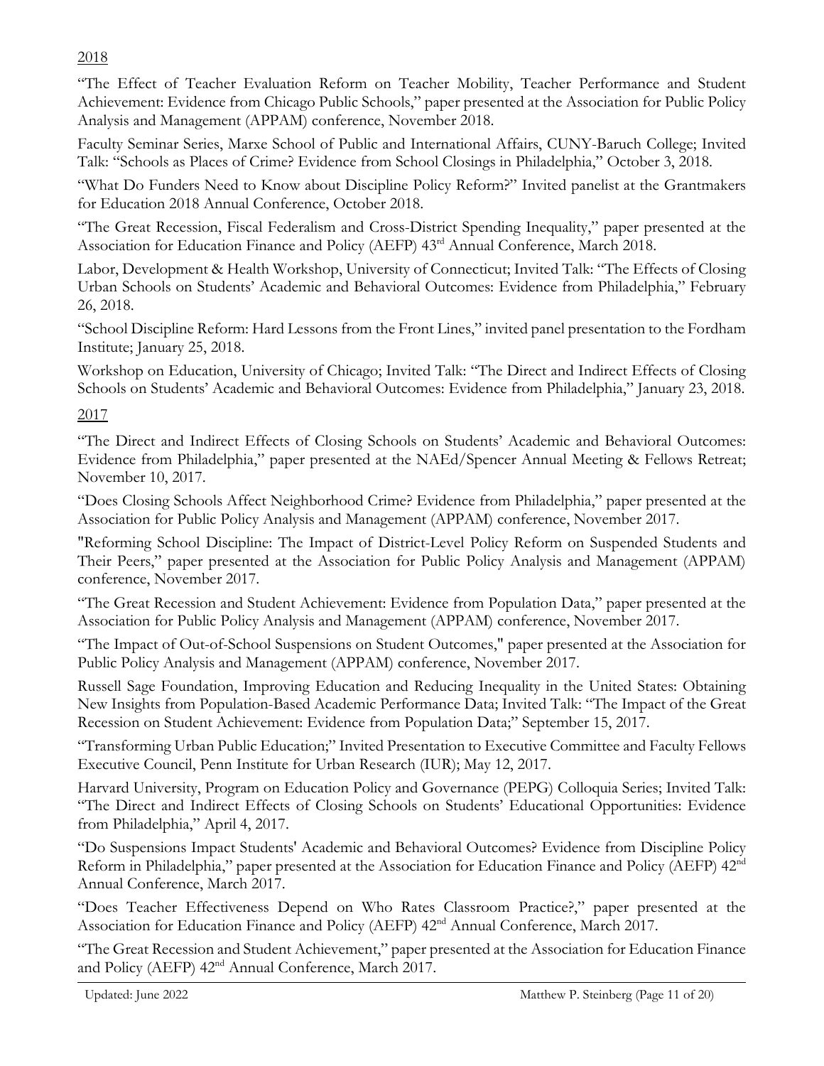2018

"The Effect of Teacher Evaluation Reform on Teacher Mobility, Teacher Performance and Student Achievement: Evidence from Chicago Public Schools," paper presented at the Association for Public Policy Analysis and Management (APPAM) conference, November 2018.

Faculty Seminar Series, Marxe School of Public and International Affairs, CUNY-Baruch College; Invited Talk: "Schools as Places of Crime? Evidence from School Closings in Philadelphia," October 3, 2018.

"What Do Funders Need to Know about Discipline Policy Reform?" Invited panelist at the Grantmakers for Education 2018 Annual Conference, October 2018.

"The Great Recession, Fiscal Federalism and Cross-District Spending Inequality," paper presented at the Association for Education Finance and Policy (AEFP) 43rd Annual Conference, March 2018.

Labor, Development & Health Workshop, University of Connecticut; Invited Talk: "The Effects of Closing Urban Schools on Students' Academic and Behavioral Outcomes: Evidence from Philadelphia," February 26, 2018.

"School Discipline Reform: Hard Lessons from the Front Lines," invited panel presentation to the Fordham Institute; January 25, 2018.

Workshop on Education, University of Chicago; Invited Talk: "The Direct and Indirect Effects of Closing Schools on Students' Academic and Behavioral Outcomes: Evidence from Philadelphia," January 23, 2018.

2017

"The Direct and Indirect Effects of Closing Schools on Students' Academic and Behavioral Outcomes: Evidence from Philadelphia," paper presented at the NAEd/Spencer Annual Meeting & Fellows Retreat; November 10, 2017.

"Does Closing Schools Affect Neighborhood Crime? Evidence from Philadelphia," paper presented at the Association for Public Policy Analysis and Management (APPAM) conference, November 2017.

"Reforming School Discipline: The Impact of District-Level Policy Reform on Suspended Students and Their Peers," paper presented at the Association for Public Policy Analysis and Management (APPAM) conference, November 2017.

"The Great Recession and Student Achievement: Evidence from Population Data," paper presented at the Association for Public Policy Analysis and Management (APPAM) conference, November 2017.

"The Impact of Out-of-School Suspensions on Student Outcomes," paper presented at the Association for Public Policy Analysis and Management (APPAM) conference, November 2017.

Russell Sage Foundation, Improving Education and Reducing Inequality in the United States: Obtaining New Insights from Population-Based Academic Performance Data; Invited Talk: "The Impact of the Great Recession on Student Achievement: Evidence from Population Data;" September 15, 2017.

"Transforming Urban Public Education;" Invited Presentation to Executive Committee and Faculty Fellows Executive Council, Penn Institute for Urban Research (IUR); May 12, 2017.

Harvard University, Program on Education Policy and Governance (PEPG) Colloquia Series; Invited Talk: "The Direct and Indirect Effects of Closing Schools on Students' Educational Opportunities: Evidence from Philadelphia," April 4, 2017.

"Do Suspensions Impact Students' Academic and Behavioral Outcomes? Evidence from Discipline Policy Reform in Philadelphia," paper presented at the Association for Education Finance and Policy (AEFP) 42nd Annual Conference, March 2017.

"Does Teacher Effectiveness Depend on Who Rates Classroom Practice?," paper presented at the Association for Education Finance and Policy (AEFP) 42nd Annual Conference, March 2017.

"The Great Recession and Student Achievement," paper presented at the Association for Education Finance and Policy (AEFP) 42nd Annual Conference, March 2017.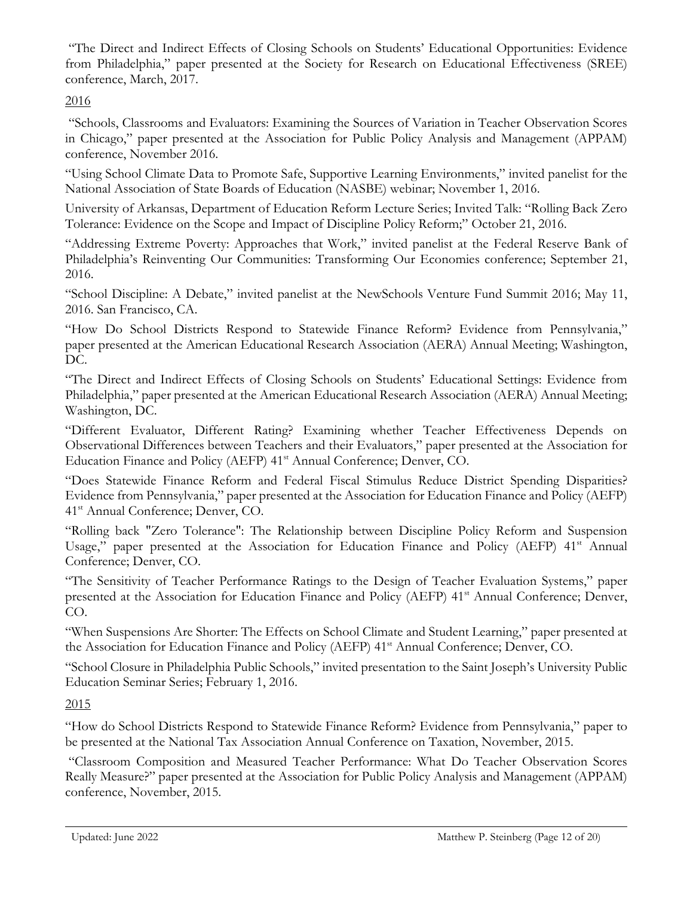"The Direct and Indirect Effects of Closing Schools on Students' Educational Opportunities: Evidence from Philadelphia," paper presented at the Society for Research on Educational Effectiveness (SREE) conference, March, 2017.

2016

"Schools, Classrooms and Evaluators: Examining the Sources of Variation in Teacher Observation Scores in Chicago," paper presented at the Association for Public Policy Analysis and Management (APPAM) conference, November 2016.

"Using School Climate Data to Promote Safe, Supportive Learning Environments," invited panelist for the National Association of State Boards of Education (NASBE) webinar; November 1, 2016.

University of Arkansas, Department of Education Reform Lecture Series; Invited Talk: "Rolling Back Zero Tolerance: Evidence on the Scope and Impact of Discipline Policy Reform;" October 21, 2016.

"Addressing Extreme Poverty: Approaches that Work," invited panelist at the Federal Reserve Bank of Philadelphia's Reinventing Our Communities: Transforming Our Economies conference; September 21, 2016.

"School Discipline: A Debate," invited panelist at the NewSchools Venture Fund Summit 2016; May 11, 2016. San Francisco, CA.

"How Do School Districts Respond to Statewide Finance Reform? Evidence from Pennsylvania," paper presented at the American Educational Research Association (AERA) Annual Meeting; Washington, DC.

"The Direct and Indirect Effects of Closing Schools on Students' Educational Settings: Evidence from Philadelphia," paper presented at the American Educational Research Association (AERA) Annual Meeting; Washington, DC.

"Different Evaluator, Different Rating? Examining whether Teacher Effectiveness Depends on Observational Differences between Teachers and their Evaluators," paper presented at the Association for Education Finance and Policy (AEFP) 41st Annual Conference; Denver, CO.

"Does Statewide Finance Reform and Federal Fiscal Stimulus Reduce District Spending Disparities? Evidence from Pennsylvania," paper presented at the Association for Education Finance and Policy (AEFP) 41st Annual Conference; Denver, CO.

"Rolling back "Zero Tolerance": The Relationship between Discipline Policy Reform and Suspension Usage," paper presented at the Association for Education Finance and Policy (AEFP) 41st Annual Conference; Denver, CO.

"The Sensitivity of Teacher Performance Ratings to the Design of Teacher Evaluation Systems," paper presented at the Association for Education Finance and Policy (AEFP) 41st Annual Conference; Denver, CO.

"When Suspensions Are Shorter: The Effects on School Climate and Student Learning," paper presented at the Association for Education Finance and Policy (AEFP) 41st Annual Conference; Denver, CO.

"School Closure in Philadelphia Public Schools," invited presentation to the Saint Joseph's University Public Education Seminar Series; February 1, 2016.

2015

"How do School Districts Respond to Statewide Finance Reform? Evidence from Pennsylvania," paper to be presented at the National Tax Association Annual Conference on Taxation, November, 2015.

"Classroom Composition and Measured Teacher Performance: What Do Teacher Observation Scores Really Measure?" paper presented at the Association for Public Policy Analysis and Management (APPAM) conference, November, 2015.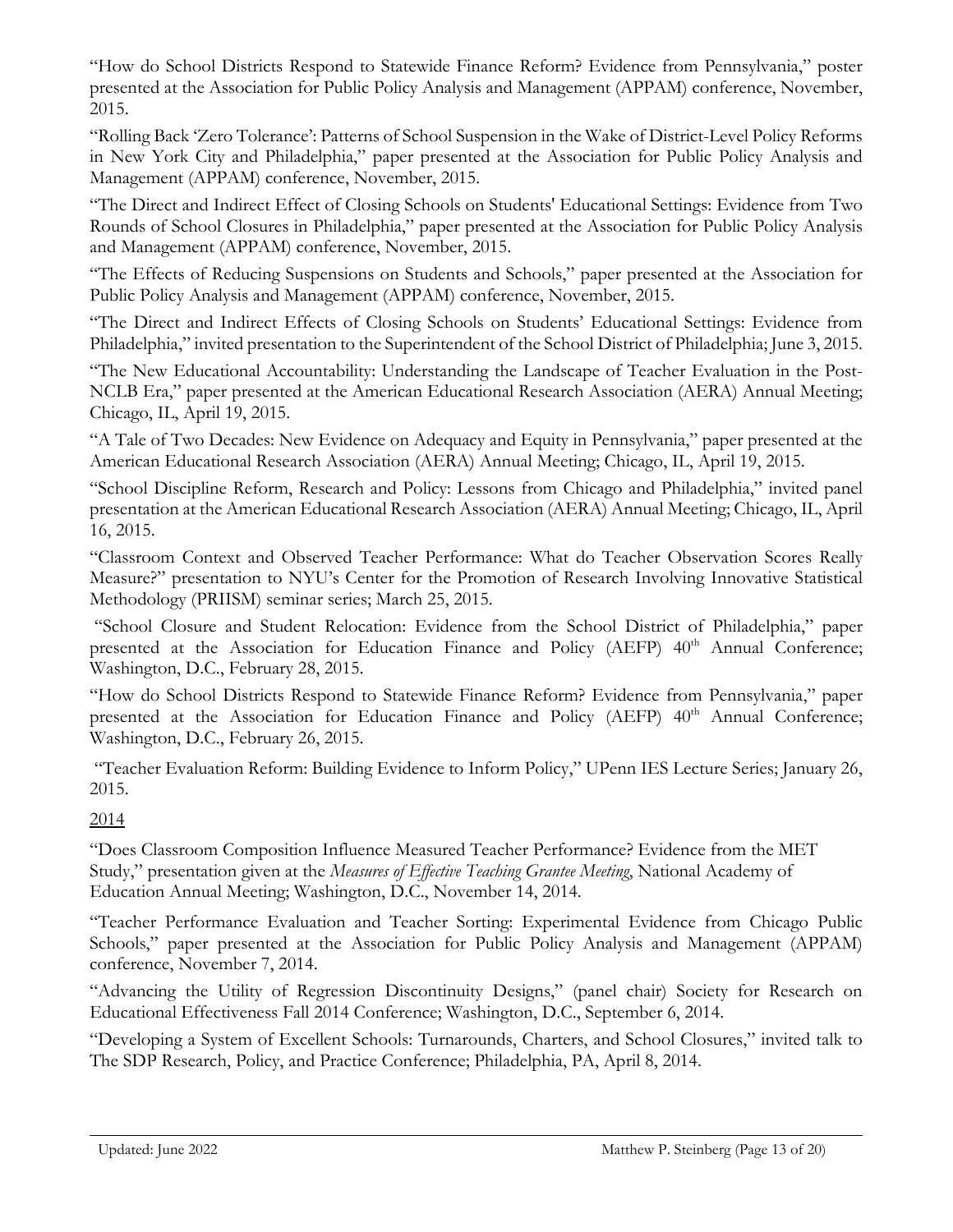"How do School Districts Respond to Statewide Finance Reform? Evidence from Pennsylvania," poster presented at the Association for Public Policy Analysis and Management (APPAM) conference, November, 2015.

"Rolling Back 'Zero Tolerance': Patterns of School Suspension in the Wake of District-Level Policy Reforms in New York City and Philadelphia," paper presented at the Association for Public Policy Analysis and Management (APPAM) conference, November, 2015.

"The Direct and Indirect Effect of Closing Schools on Students' Educational Settings: Evidence from Two Rounds of School Closures in Philadelphia," paper presented at the Association for Public Policy Analysis and Management (APPAM) conference, November, 2015.

"The Effects of Reducing Suspensions on Students and Schools," paper presented at the Association for Public Policy Analysis and Management (APPAM) conference, November, 2015.

"The Direct and Indirect Effects of Closing Schools on Students' Educational Settings: Evidence from Philadelphia," invited presentation to the Superintendent of the School District of Philadelphia; June 3, 2015.

"The New Educational Accountability: Understanding the Landscape of Teacher Evaluation in the Post-NCLB Era," paper presented at the American Educational Research Association (AERA) Annual Meeting; Chicago, IL, April 19, 2015.

"A Tale of Two Decades: New Evidence on Adequacy and Equity in Pennsylvania," paper presented at the American Educational Research Association (AERA) Annual Meeting; Chicago, IL, April 19, 2015.

"School Discipline Reform, Research and Policy: Lessons from Chicago and Philadelphia," invited panel presentation at the American Educational Research Association (AERA) Annual Meeting; Chicago, IL, April 16, 2015.

"Classroom Context and Observed Teacher Performance: What do Teacher Observation Scores Really Measure?" presentation to NYU's Center for the Promotion of Research Involving Innovative Statistical Methodology (PRIISM) seminar series; March 25, 2015.

"School Closure and Student Relocation: Evidence from the School District of Philadelphia," paper presented at the Association for Education Finance and Policy (AEFP) 40th Annual Conference; Washington, D.C., February 28, 2015.

"How do School Districts Respond to Statewide Finance Reform? Evidence from Pennsylvania," paper presented at the Association for Education Finance and Policy (AEFP) 40th Annual Conference; Washington, D.C., February 26, 2015.

"Teacher Evaluation Reform: Building Evidence to Inform Policy," UPenn IES Lecture Series; January 26, 2015.

2014

"Does Classroom Composition Influence Measured Teacher Performance? Evidence from the MET Study," presentation given at the *Measures of Effective Teaching Grantee Meeting*, National Academy of Education Annual Meeting; Washington, D.C., November 14, 2014.

"Teacher Performance Evaluation and Teacher Sorting: Experimental Evidence from Chicago Public Schools," paper presented at the Association for Public Policy Analysis and Management (APPAM) conference, November 7, 2014.

"Advancing the Utility of Regression Discontinuity Designs," (panel chair) Society for Research on Educational Effectiveness Fall 2014 Conference; Washington, D.C., September 6, 2014.

"Developing a System of Excellent Schools: Turnarounds, Charters, and School Closures," invited talk to The SDP Research, Policy, and Practice Conference; Philadelphia, PA, April 8, 2014.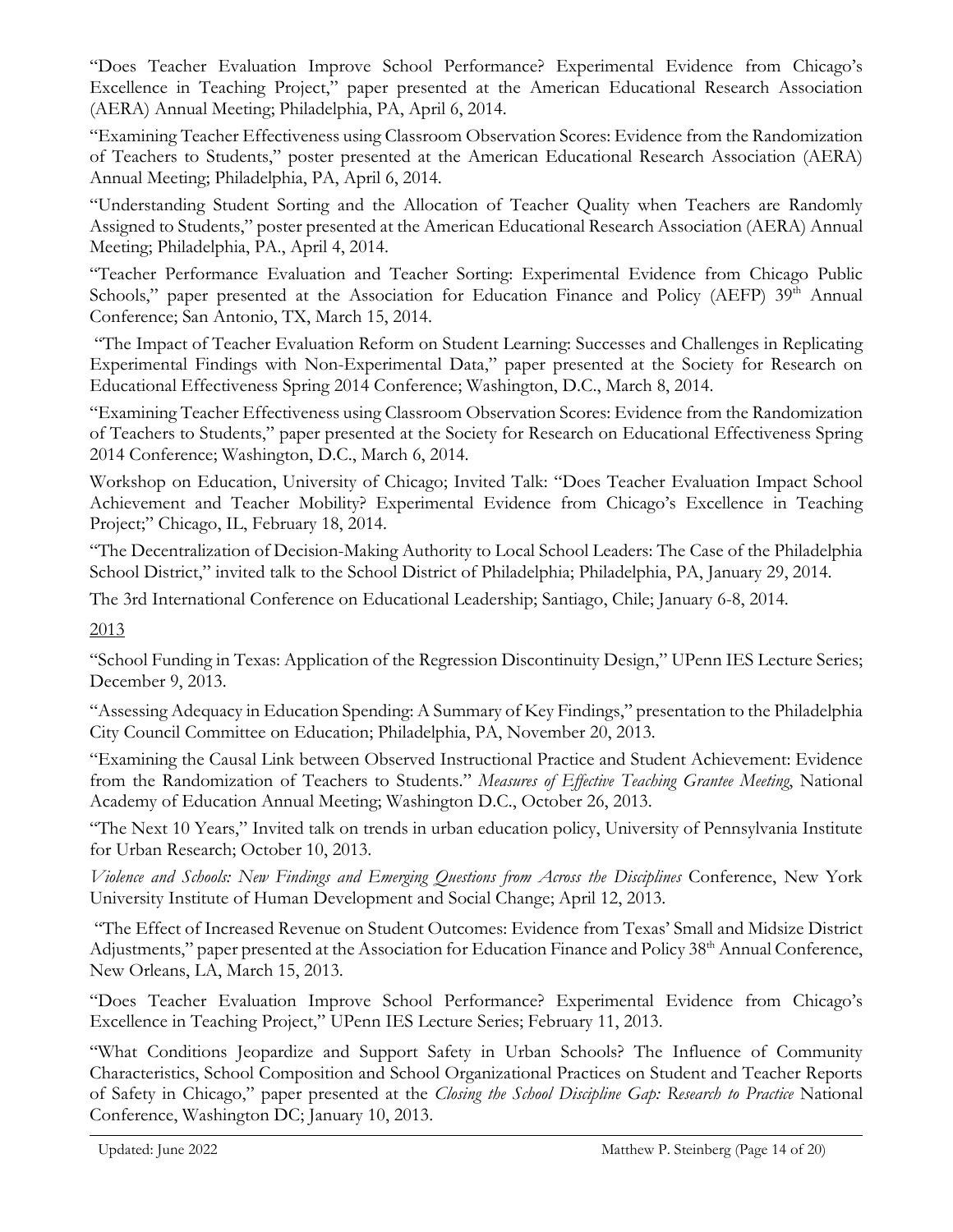"Does Teacher Evaluation Improve School Performance? Experimental Evidence from Chicago's Excellence in Teaching Project," paper presented at the American Educational Research Association (AERA) Annual Meeting; Philadelphia, PA, April 6, 2014.

"Examining Teacher Effectiveness using Classroom Observation Scores: Evidence from the Randomization of Teachers to Students," poster presented at the American Educational Research Association (AERA) Annual Meeting; Philadelphia, PA, April 6, 2014.

"Understanding Student Sorting and the Allocation of Teacher Quality when Teachers are Randomly Assigned to Students," poster presented at the American Educational Research Association (AERA) Annual Meeting; Philadelphia, PA., April 4, 2014.

"Teacher Performance Evaluation and Teacher Sorting: Experimental Evidence from Chicago Public Schools," paper presented at the Association for Education Finance and Policy (AEFP) 39th Annual Conference; San Antonio, TX, March 15, 2014.

"The Impact of Teacher Evaluation Reform on Student Learning: Successes and Challenges in Replicating Experimental Findings with Non-Experimental Data," paper presented at the Society for Research on Educational Effectiveness Spring 2014 Conference; Washington, D.C., March 8, 2014.

"Examining Teacher Effectiveness using Classroom Observation Scores: Evidence from the Randomization of Teachers to Students," paper presented at the Society for Research on Educational Effectiveness Spring 2014 Conference; Washington, D.C., March 6, 2014.

Workshop on Education, University of Chicago; Invited Talk: "Does Teacher Evaluation Impact School Achievement and Teacher Mobility? Experimental Evidence from Chicago's Excellence in Teaching Project;" Chicago, IL, February 18, 2014.

"The Decentralization of Decision-Making Authority to Local School Leaders: The Case of the Philadelphia School District," invited talk to the School District of Philadelphia; Philadelphia, PA, January 29, 2014.

The 3rd International Conference on Educational Leadership; Santiago, Chile; January 6-8, 2014.

2013

"School Funding in Texas: Application of the Regression Discontinuity Design," UPenn IES Lecture Series; December 9, 2013.

"Assessing Adequacy in Education Spending: A Summary of Key Findings," presentation to the Philadelphia City Council Committee on Education; Philadelphia, PA, November 20, 2013.

"Examining the Causal Link between Observed Instructional Practice and Student Achievement: Evidence from the Randomization of Teachers to Students." *Measures of Effective Teaching Grantee Meeting*, National Academy of Education Annual Meeting; Washington D.C., October 26, 2013.

"The Next 10 Years," Invited talk on trends in urban education policy, University of Pennsylvania Institute for Urban Research; October 10, 2013.

*Violence and Schools: New Findings and Emerging Questions from Across the Disciplines* Conference, New York University Institute of Human Development and Social Change; April 12, 2013.

"The Effect of Increased Revenue on Student Outcomes: Evidence from Texas' Small and Midsize District Adjustments," paper presented at the Association for Education Finance and Policy 38th Annual Conference, New Orleans, LA, March 15, 2013.

"Does Teacher Evaluation Improve School Performance? Experimental Evidence from Chicago's Excellence in Teaching Project," UPenn IES Lecture Series; February 11, 2013.

"What Conditions Jeopardize and Support Safety in Urban Schools? The Influence of Community Characteristics, School Composition and School Organizational Practices on Student and Teacher Reports of Safety in Chicago," paper presented at the *Closing the School Discipline Gap: Research to Practice* National Conference, Washington DC; January 10, 2013.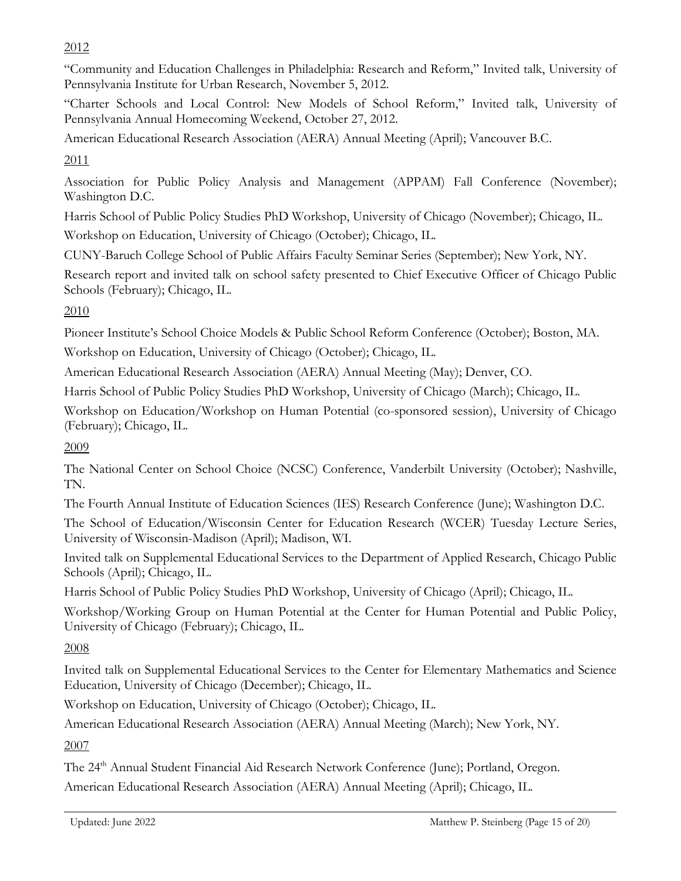2012

"Community and Education Challenges in Philadelphia: Research and Reform," Invited talk, University of Pennsylvania Institute for Urban Research, November 5, 2012.

"Charter Schools and Local Control: New Models of School Reform," Invited talk, University of Pennsylvania Annual Homecoming Weekend, October 27, 2012.

American Educational Research Association (AERA) Annual Meeting (April); Vancouver B.C.

2011

Association for Public Policy Analysis and Management (APPAM) Fall Conference (November); Washington D.C.

Harris School of Public Policy Studies PhD Workshop, University of Chicago (November); Chicago, IL.

Workshop on Education, University of Chicago (October); Chicago, IL.

CUNY-Baruch College School of Public Affairs Faculty Seminar Series (September); New York, NY.

Research report and invited talk on school safety presented to Chief Executive Officer of Chicago Public Schools (February); Chicago, IL.

2010

Pioneer Institute's School Choice Models & Public School Reform Conference (October); Boston, MA.

Workshop on Education, University of Chicago (October); Chicago, IL.

American Educational Research Association (AERA) Annual Meeting (May); Denver, CO.

Harris School of Public Policy Studies PhD Workshop, University of Chicago (March); Chicago, IL.

Workshop on Education/Workshop on Human Potential (co-sponsored session), University of Chicago (February); Chicago, IL.

2009

The National Center on School Choice (NCSC) Conference, Vanderbilt University (October); Nashville, TN.

The Fourth Annual Institute of Education Sciences (IES) Research Conference (June); Washington D.C.

The School of Education/Wisconsin Center for Education Research (WCER) Tuesday Lecture Series, University of Wisconsin-Madison (April); Madison, WI.

Invited talk on Supplemental Educational Services to the Department of Applied Research, Chicago Public Schools (April); Chicago, IL.

Harris School of Public Policy Studies PhD Workshop, University of Chicago (April); Chicago, IL.

Workshop/Working Group on Human Potential at the Center for Human Potential and Public Policy, University of Chicago (February); Chicago, IL.

2008

Invited talk on Supplemental Educational Services to the Center for Elementary Mathematics and Science Education, University of Chicago (December); Chicago, IL.

Workshop on Education, University of Chicago (October); Chicago, IL.

American Educational Research Association (AERA) Annual Meeting (March); New York, NY.

2007

The 24th Annual Student Financial Aid Research Network Conference (June); Portland, Oregon.

American Educational Research Association (AERA) Annual Meeting (April); Chicago, IL.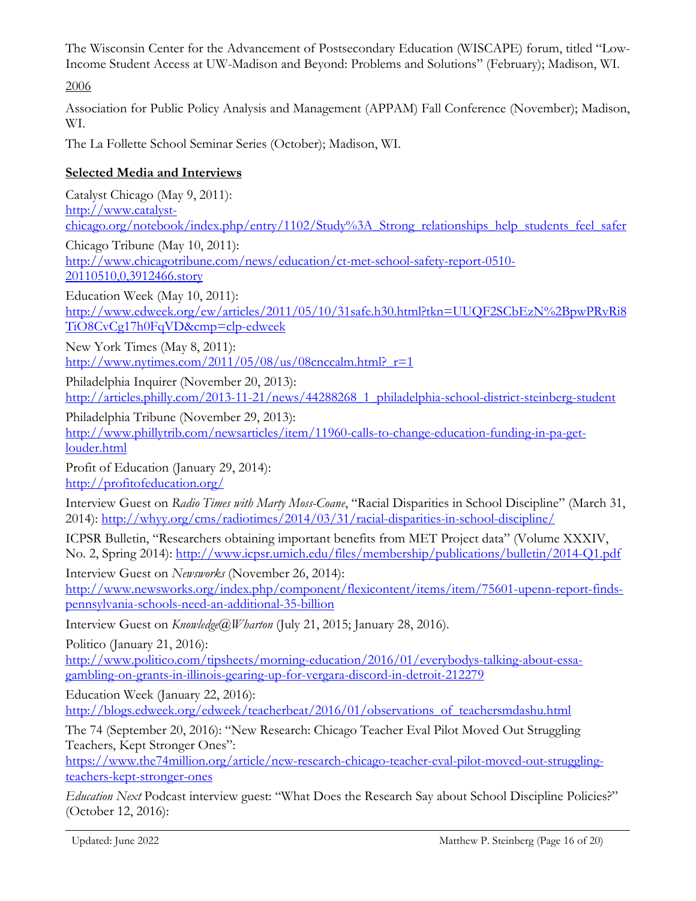The Wisconsin Center for the Advancement of Postsecondary Education (WISCAPE) forum, titled "Low-Income Student Access at UW-Madison and Beyond: Problems and Solutions" (February); Madison, WI.

2006

Association for Public Policy Analysis and Management (APPAM) Fall Conference (November); Madison, WI.

The La Follette School Seminar Series (October); Madison, WI.

**Selected Media and Interviews**

Catalyst Chicago (May 9, 2011):
http://www.catalyst-chicago.org/notebook/index.php/entry/1102/Study%3A_Strong_relationships_help_students_feel_safer

Chicago Tribune (May 10, 2011):
http://www.chicagotribune.com/news/education/ct-met-school-safety-report-0510-20110510,0,3912466.story

Education Week (May 10, 2011):
http://www.edweek.org/ew/articles/2011/05/10/31safe.h30.html?tkn=UUQF2SCbEzN%2BpwPRvRi8TiO8CvCg17h0FqVD&cmp=clp-edweek

New York Times (May 8, 2011):
http://www.nytimes.com/2011/05/08/us/08cnccalm.html?_r=1

Philadelphia Inquirer (November 20, 2013):
http://articles.philly.com/2013-11-21/news/44288268_1_philadelphia-school-district-steinberg-student

Philadelphia Tribune (November 29, 2013):
http://www.phillytrib.com/newsarticles/item/11960-calls-to-change-education-funding-in-pa-get-louder.html

Profit of Education (January 29, 2014):
http://profitofeducation.org/

Interview Guest on *Radio Times with Marty Moss-Coane*, "Racial Disparities in School Discipline" (March 31, 2014): http://whyy.org/cms/radiotimes/2014/03/31/racial-disparities-in-school-discipline/

ICPSR Bulletin, "Researchers obtaining important benefits from MET Project data" (Volume XXXIV, No. 2, Spring 2014): http://www.icpsr.umich.edu/files/membership/publications/bulletin/2014-Q1.pdf

Interview Guest on *Newsworks* (November 26, 2014):
http://www.newsworks.org/index.php/component/flexicontent/items/item/75601-upenn-report-finds-pennsylvania-schools-need-an-additional-35-billion

Interview Guest on *Knowledge@Wharton* (July 21, 2015; January 28, 2016).

Politico (January 21, 2016):
http://www.politico.com/tipsheets/morning-education/2016/01/everybodys-talking-about-essa-gambling-on-grants-in-illinois-gearing-up-for-vergara-discord-in-detroit-212279

Education Week (January 22, 2016):
http://blogs.edweek.org/edweek/teacherbeat/2016/01/observations_of_teachersmdashu.html

The 74 (September 20, 2016): "New Research: Chicago Teacher Eval Pilot Moved Out Struggling Teachers, Kept Stronger Ones":
https://www.the74million.org/article/new-research-chicago-teacher-eval-pilot-moved-out-struggling-teachers-kept-stronger-ones

*Education Next* Podcast interview guest: "What Does the Research Say about School Discipline Policies?" (October 12, 2016):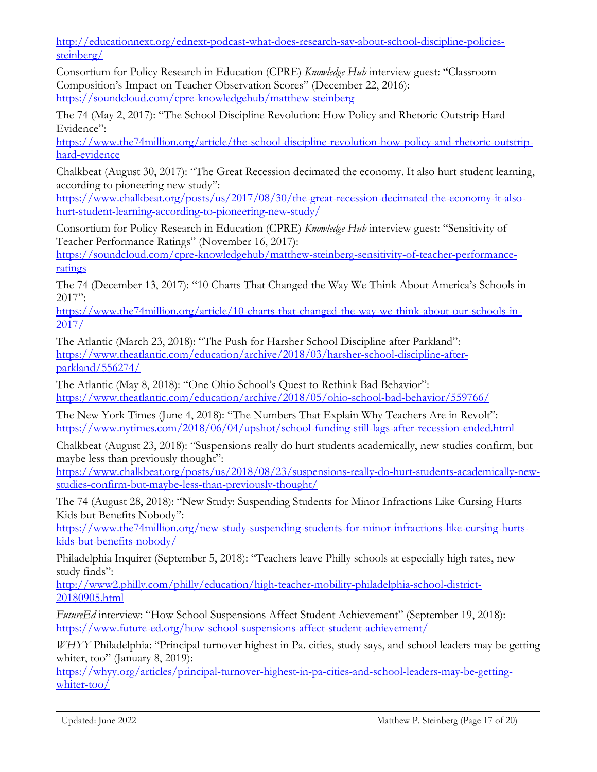http://educationnext.org/ednext-podcast-what-does-research-say-about-school-discipline-policies-steinberg/

Consortium for Policy Research in Education (CPRE) *Knowledge Hub* interview guest: "Classroom Composition's Impact on Teacher Observation Scores" (December 22, 2016): https://soundcloud.com/cpre-knowledgehub/matthew-steinberg

The 74 (May 2, 2017): "The School Discipline Revolution: How Policy and Rhetoric Outstrip Hard Evidence": https://www.the74million.org/article/the-school-discipline-revolution-how-policy-and-rhetoric-outstrip-hard-evidence

Chalkbeat (August 30, 2017): "The Great Recession decimated the economy. It also hurt student learning, according to pioneering new study": https://www.chalkbeat.org/posts/us/2017/08/30/the-great-recession-decimated-the-economy-it-also-hurt-student-learning-according-to-pioneering-new-study/

Consortium for Policy Research in Education (CPRE) *Knowledge Hub* interview guest: "Sensitivity of Teacher Performance Ratings" (November 16, 2017): https://soundcloud.com/cpre-knowledgehub/matthew-steinberg-sensitivity-of-teacher-performance-ratings

The 74 (December 13, 2017): "10 Charts That Changed the Way We Think About America's Schools in 2017": https://www.the74million.org/article/10-charts-that-changed-the-way-we-think-about-our-schools-in-2017/

The Atlantic (March 23, 2018): "The Push for Harsher School Discipline after Parkland": https://www.theatlantic.com/education/archive/2018/03/harsher-school-discipline-after-parkland/556274/

The Atlantic (May 8, 2018): "One Ohio School's Quest to Rethink Bad Behavior": https://www.theatlantic.com/education/archive/2018/05/ohio-school-bad-behavior/559766/

The New York Times (June 4, 2018): "The Numbers That Explain Why Teachers Are in Revolt": https://www.nytimes.com/2018/06/04/upshot/school-funding-still-lags-after-recession-ended.html

Chalkbeat (August 23, 2018): "Suspensions really do hurt students academically, new studies confirm, but maybe less than previously thought": https://www.chalkbeat.org/posts/us/2018/08/23/suspensions-really-do-hurt-students-academically-new-studies-confirm-but-maybe-less-than-previously-thought/

The 74 (August 28, 2018): "New Study: Suspending Students for Minor Infractions Like Cursing Hurts Kids but Benefits Nobody": https://www.the74million.org/new-study-suspending-students-for-minor-infractions-like-cursing-hurts-kids-but-benefits-nobody/

Philadelphia Inquirer (September 5, 2018): "Teachers leave Philly schools at especially high rates, new study finds": http://www2.philly.com/philly/education/high-teacher-mobility-philadelphia-school-district-20180905.html

*FutureEd* interview: "How School Suspensions Affect Student Achievement" (September 19, 2018): https://www.future-ed.org/how-school-suspensions-affect-student-achievement/

*WHYY* Philadelphia: "Principal turnover highest in Pa. cities, study says, and school leaders may be getting whiter, too" (January 8, 2019): https://whyy.org/articles/principal-turnover-highest-in-pa-cities-and-school-leaders-may-be-getting-whiter-too/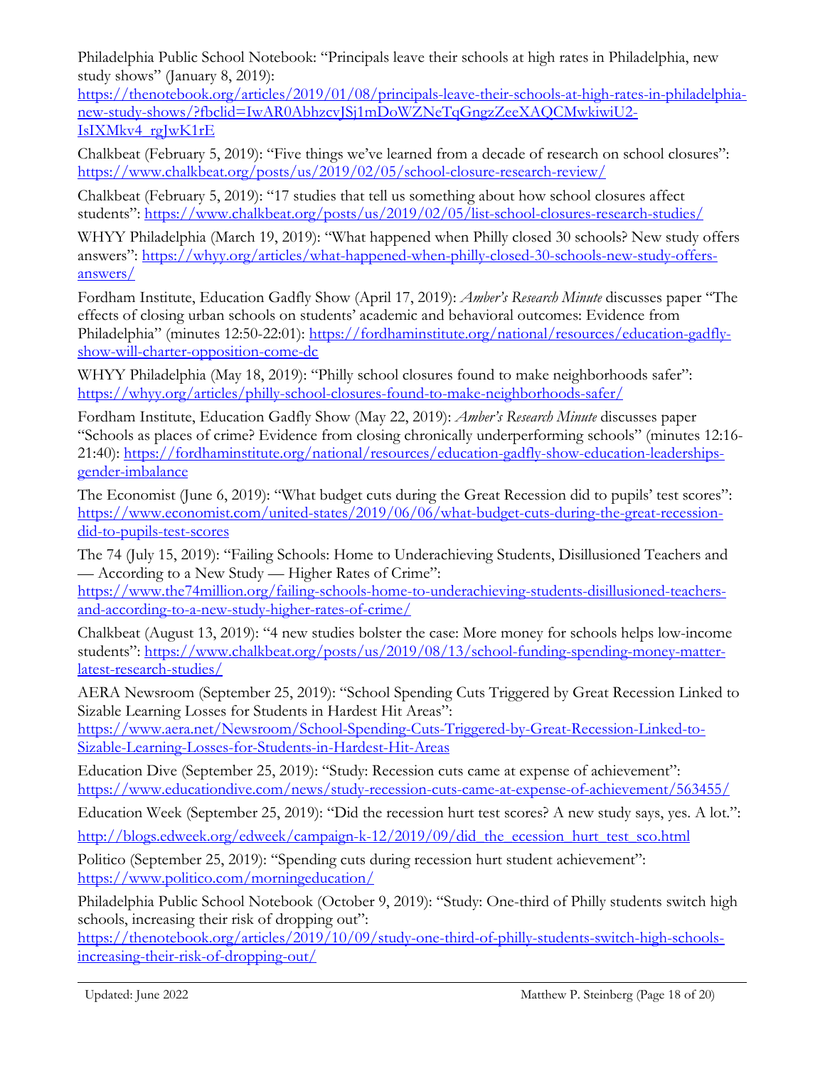Philadelphia Public School Notebook: "Principals leave their schools at high rates in Philadelphia, new study shows" (January 8, 2019): https://thenotebook.org/articles/2019/01/08/principals-leave-their-schools-at-high-rates-in-philadelphia-new-study-shows/?fbclid=IwAR0AbhzcvJSj1mDoWZNeTqGngzZeeXAQCMwkiwiU2-IsIXMkv4_rgJwK1rE

Chalkbeat (February 5, 2019): "Five things we've learned from a decade of research on school closures": https://www.chalkbeat.org/posts/us/2019/02/05/school-closure-research-review/

Chalkbeat (February 5, 2019): "17 studies that tell us something about how school closures affect students": https://www.chalkbeat.org/posts/us/2019/02/05/list-school-closures-research-studies/

WHYY Philadelphia (March 19, 2019): "What happened when Philly closed 30 schools? New study offers answers": https://whyy.org/articles/what-happened-when-philly-closed-30-schools-new-study-offers-answers/

Fordham Institute, Education Gadfly Show (April 17, 2019): *Amber's Research Minute* discusses paper "The effects of closing urban schools on students' academic and behavioral outcomes: Evidence from Philadelphia" (minutes 12:50-22:01): https://fordhaminstitute.org/national/resources/education-gadfly-show-will-charter-opposition-come-dc

WHYY Philadelphia (May 18, 2019): "Philly school closures found to make neighborhoods safer": https://whyy.org/articles/philly-school-closures-found-to-make-neighborhoods-safer/

Fordham Institute, Education Gadfly Show (May 22, 2019): *Amber's Research Minute* discusses paper "Schools as places of crime? Evidence from closing chronically underperforming schools" (minutes 12:16-21:40): https://fordhaminstitute.org/national/resources/education-gadfly-show-education-leaderships-gender-imbalance

The Economist (June 6, 2019): "What budget cuts during the Great Recession did to pupils' test scores": https://www.economist.com/united-states/2019/06/06/what-budget-cuts-during-the-great-recession-did-to-pupils-test-scores

The 74 (July 15, 2019): "Failing Schools: Home to Underachieving Students, Disillusioned Teachers and — According to a New Study — Higher Rates of Crime": https://www.the74million.org/failing-schools-home-to-underachieving-students-disillusioned-teachers-and-according-to-a-new-study-higher-rates-of-crime/

Chalkbeat (August 13, 2019): "4 new studies bolster the case: More money for schools helps low-income students": https://www.chalkbeat.org/posts/us/2019/08/13/school-funding-spending-money-matter-latest-research-studies/

AERA Newsroom (September 25, 2019): "School Spending Cuts Triggered by Great Recession Linked to Sizable Learning Losses for Students in Hardest Hit Areas": https://www.aera.net/Newsroom/School-Spending-Cuts-Triggered-by-Great-Recession-Linked-to-Sizable-Learning-Losses-for-Students-in-Hardest-Hit-Areas

Education Dive (September 25, 2019): "Study: Recession cuts came at expense of achievement": https://www.educationdive.com/news/study-recession-cuts-came-at-expense-of-achievement/563455/

Education Week (September 25, 2019): "Did the recession hurt test scores? A new study says, yes. A lot.":

http://blogs.edweek.org/edweek/campaign-k-12/2019/09/did_the_ecession_hurt_test_sco.html

Politico (September 25, 2019): "Spending cuts during recession hurt student achievement": https://www.politico.com/morningeducation/

Philadelphia Public School Notebook (October 9, 2019): "Study: One-third of Philly students switch high schools, increasing their risk of dropping out": https://thenotebook.org/articles/2019/10/09/study-one-third-of-philly-students-switch-high-schools-increasing-their-risk-of-dropping-out/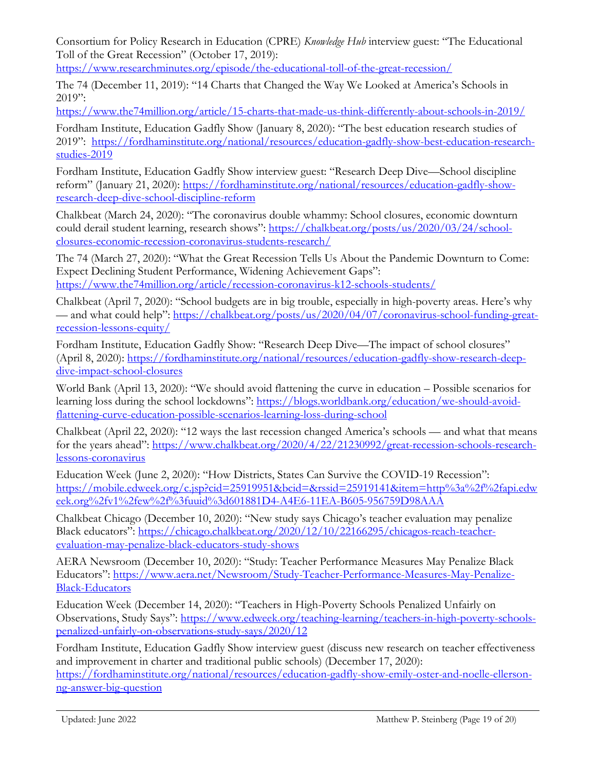Consortium for Policy Research in Education (CPRE) *Knowledge Hub* interview guest: "The Educational Toll of the Great Recession" (October 17, 2019): https://www.researchminutes.org/episode/the-educational-toll-of-the-great-recession/

The 74 (December 11, 2019): "14 Charts that Changed the Way We Looked at America's Schools in 2019": https://www.the74million.org/article/15-charts-that-made-us-think-differently-about-schools-in-2019/

Fordham Institute, Education Gadfly Show (January 8, 2020): "The best education research studies of 2019": https://fordhaminstitute.org/national/resources/education-gadfly-show-best-education-research-studies-2019

Fordham Institute, Education Gadfly Show interview guest: "Research Deep Dive—School discipline reform" (January 21, 2020): https://fordhaminstitute.org/national/resources/education-gadfly-show-research-deep-dive-school-discipline-reform

Chalkbeat (March 24, 2020): "The coronavirus double whammy: School closures, economic downturn could derail student learning, research shows": https://chalkbeat.org/posts/us/2020/03/24/school-closures-economic-recession-coronavirus-students-research/

The 74 (March 27, 2020): "What the Great Recession Tells Us About the Pandemic Downturn to Come: Expect Declining Student Performance, Widening Achievement Gaps": https://www.the74million.org/article/recession-coronavirus-k12-schools-students/

Chalkbeat (April 7, 2020): "School budgets are in big trouble, especially in high-poverty areas. Here's why — and what could help": https://chalkbeat.org/posts/us/2020/04/07/coronavirus-school-funding-great-recession-lessons-equity/

Fordham Institute, Education Gadfly Show: "Research Deep Dive—The impact of school closures" (April 8, 2020): https://fordhaminstitute.org/national/resources/education-gadfly-show-research-deep-dive-impact-school-closures

World Bank (April 13, 2020): "We should avoid flattening the curve in education – Possible scenarios for learning loss during the school lockdowns": https://blogs.worldbank.org/education/we-should-avoid-flattening-curve-education-possible-scenarios-learning-loss-during-school

Chalkbeat (April 22, 2020): "12 ways the last recession changed America's schools — and what that means for the years ahead": https://www.chalkbeat.org/2020/4/22/21230992/great-recession-schools-research-lessons-coronavirus

Education Week (June 2, 2020): "How Districts, States Can Survive the COVID-19 Recession": https://mobile.edweek.org/c.jsp?cid=25919951&bcid=&rssid=25919141&item=http%3a%2f%2fapi.edweek.org%2fv1%2few%2f%3fuuid%3d601881D4-A4E6-11EA-B605-956759D98AAA

Chalkbeat Chicago (December 10, 2020): "New study says Chicago's teacher evaluation may penalize Black educators": https://chicago.chalkbeat.org/2020/12/10/22166295/chicagos-reach-teacher-evaluation-may-penalize-black-educators-study-shows

AERA Newsroom (December 10, 2020): "Study: Teacher Performance Measures May Penalize Black Educators": https://www.aera.net/Newsroom/Study-Teacher-Performance-Measures-May-Penalize-Black-Educators

Education Week (December 14, 2020): "Teachers in High-Poverty Schools Penalized Unfairly on Observations, Study Says": https://www.edweek.org/teaching-learning/teachers-in-high-poverty-schools-penalized-unfairly-on-observations-study-says/2020/12

Fordham Institute, Education Gadfly Show interview guest (discuss new research on teacher effectiveness and improvement in charter and traditional public schools) (December 17, 2020): https://fordhaminstitute.org/national/resources/education-gadfly-show-emily-oster-and-noelle-ellerson-ng-answer-big-question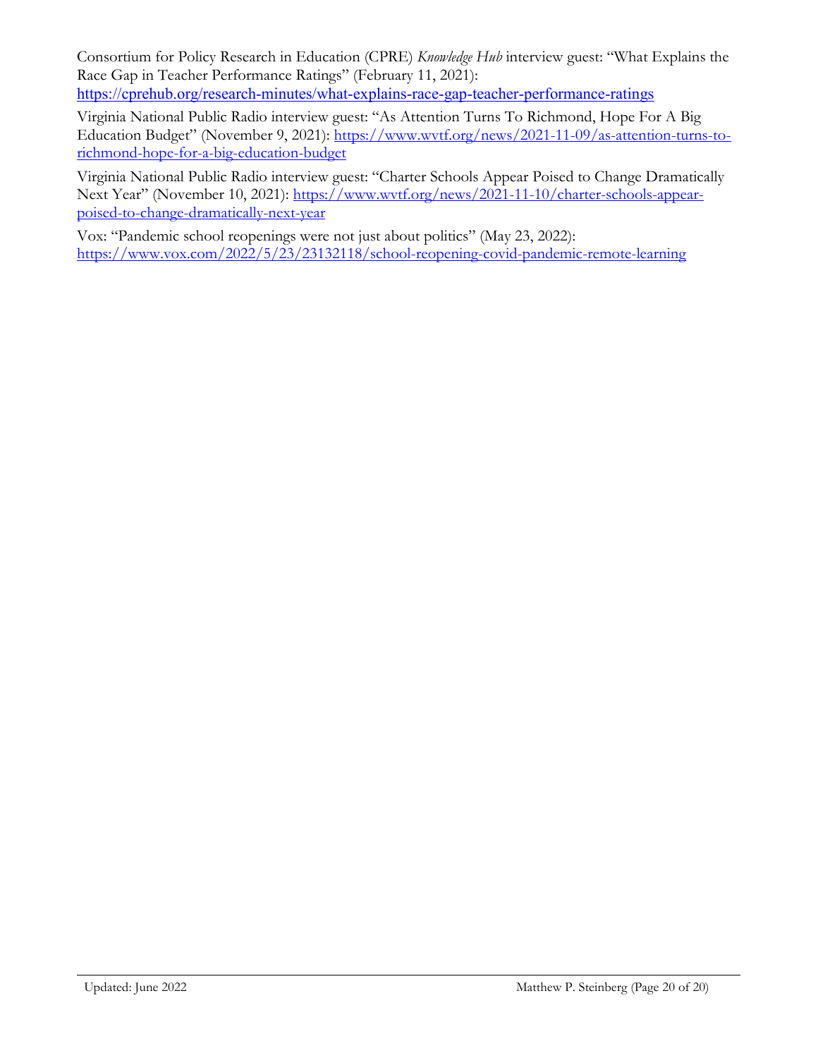Consortium for Policy Research in Education (CPRE) *Knowledge Hub* interview guest: "What Explains the Race Gap in Teacher Performance Ratings" (February 11, 2021): https://cprehub.org/research-minutes/what-explains-race-gap-teacher-performance-ratings

Virginia National Public Radio interview guest: "As Attention Turns To Richmond, Hope For A Big Education Budget" (November 9, 2021): https://www.wvtf.org/news/2021-11-09/as-attention-turns-to-richmond-hope-for-a-big-education-budget

Virginia National Public Radio interview guest: "Charter Schools Appear Poised to Change Dramatically Next Year" (November 10, 2021): https://www.wvtf.org/news/2021-11-10/charter-schools-appear-poised-to-change-dramatically-next-year

Vox: "Pandemic school reopenings were not just about politics" (May 23, 2022): https://www.vox.com/2022/5/23/23132118/school-reopening-covid-pandemic-remote-learning